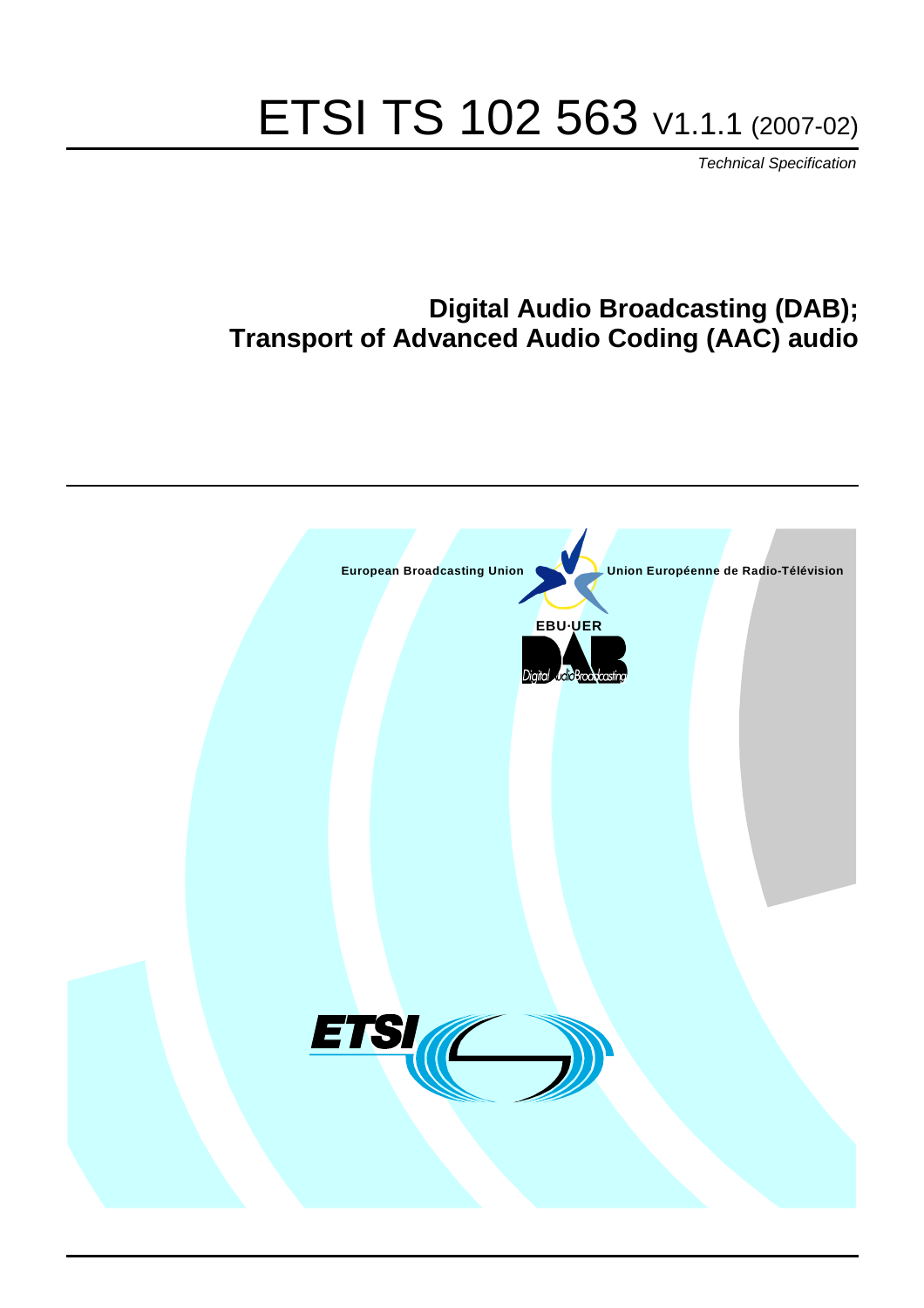# ETSI TS 102 563 V1.1.1 (2007-02)

*Technical Specification*

## Digital Audio Broadcasting (DAB); Transport of Advanced Audio Coding (AAC) audio

European Broadcasting Union

Union Européenne de Radio-Télévision

EBU·UER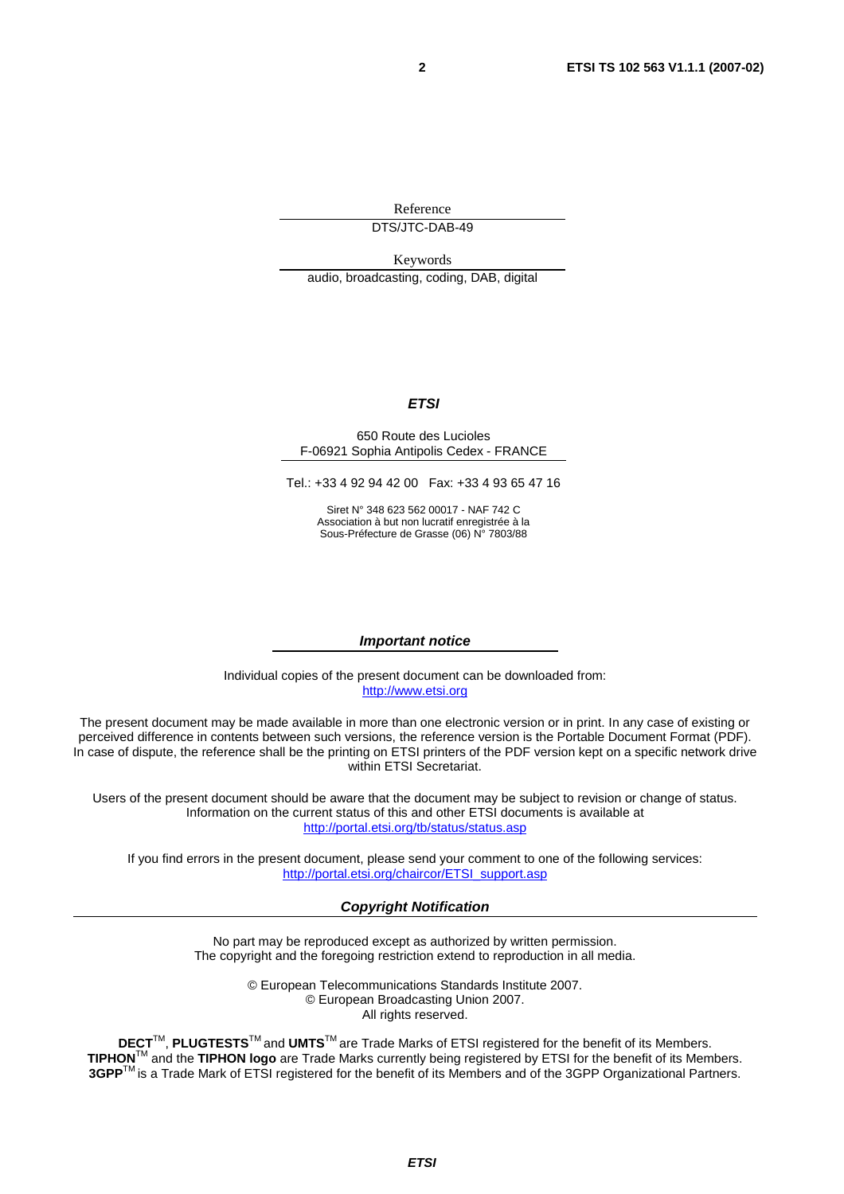Reference

DTS/JTC-DAB-49

Keywords

audio, broadcasting, coding, DAB, digital

***ETSI***

650 Route des Lucioles
F-06921 Sophia Antipolis Cedex - FRANCE

Tel.: +33 4 92 94 42 00 Fax: +33 4 93 65 47 16

Siret N° 348 623 562 00017 - NAF 742 C
Association à but non lucratif enregistrée à la
Sous-Préfecture de Grasse (06) N° 7803/88

***Important notice***

Individual copies of the present document can be downloaded from:
http://www.etsi.org

The present document may be made available in more than one electronic version or in print. In any case of existing or perceived difference in contents between such versions, the reference version is the Portable Document Format (PDF). In case of dispute, the reference shall be the printing on ETSI printers of the PDF version kept on a specific network drive within ETSI Secretariat.

Users of the present document should be aware that the document may be subject to revision or change of status. Information on the current status of this and other ETSI documents is available at
http://portal.etsi.org/tb/status/status.asp

If you find errors in the present document, please send your comment to one of the following services:
http://portal.etsi.org/chaircor/ETSI_support.asp

***Copyright Notification***

No part may be reproduced except as authorized by written permission.
The copyright and the foregoing restriction extend to reproduction in all media.

© European Telecommunications Standards Institute 2007.
© European Broadcasting Union 2007.
All rights reserved.

**DECT**™, **PLUGTESTS**™ and **UMTS**™ are Trade Marks of ETSI registered for the benefit of its Members.
**TIPHON**™ and the **TIPHON logo** are Trade Marks currently being registered by ETSI for the benefit of its Members.
**3GPP**™ is a Trade Mark of ETSI registered for the benefit of its Members and of the 3GPP Organizational Partners.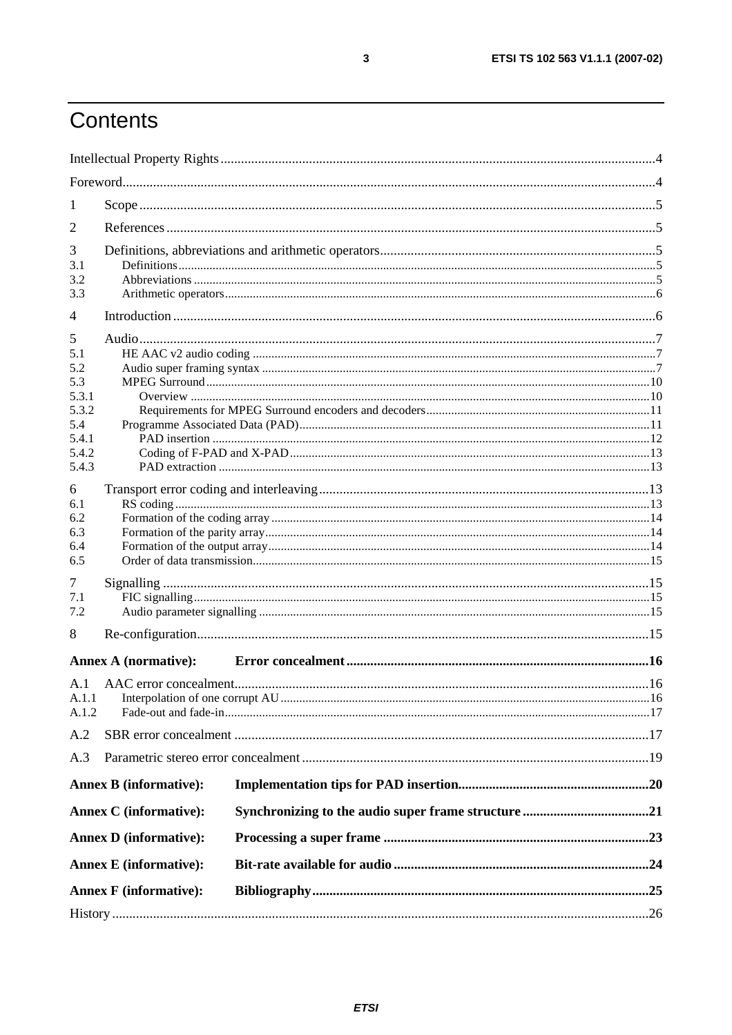# Contents

Intellectual Property Rights ... 4

Foreword ... 4

1 Scope ... 5

2 References ... 5

3 Definitions, abbreviations and arithmetic operators ... 5
- 3.1 Definitions ... 5
- 3.2 Abbreviations ... 5
- 3.3 Arithmetic operators ... 6

4 Introduction ... 6

5 Audio ... 7
- 5.1 HE AAC v2 audio coding ... 7
- 5.2 Audio super framing syntax ... 7
- 5.3 MPEG Surround ... 10
  - 5.3.1 Overview ... 10
  - 5.3.2 Requirements for MPEG Surround encoders and decoders ... 11
- 5.4 Programme Associated Data (PAD) ... 11
  - 5.4.1 PAD insertion ... 12
  - 5.4.2 Coding of F-PAD and X-PAD ... 13
  - 5.4.3 PAD extraction ... 13

6 Transport error coding and interleaving ... 13
- 6.1 RS coding ... 13
- 6.2 Formation of the coding array ... 14
- 6.3 Formation of the parity array ... 14
- 6.4 Formation of the output array ... 14
- 6.5 Order of data transmission ... 15

7 Signalling ... 15
- 7.1 FIC signalling ... 15
- 7.2 Audio parameter signalling ... 15

8 Re-configuration ... 15

**Annex A (normative): Error concealment ... 16**

A.1 AAC error concealment ... 16
- A.1.1 Interpolation of one corrupt AU ... 16
- A.1.2 Fade-out and fade-in ... 17

A.2 SBR error concealment ... 17

A.3 Parametric stereo error concealment ... 19

**Annex B (informative): Implementation tips for PAD insertion ... 20**

**Annex C (informative): Synchronizing to the audio super frame structure ... 21**

**Annex D (informative): Processing a super frame ... 23**

**Annex E (informative): Bit-rate available for audio ... 24**

**Annex F (informative): Bibliography ... 25**

History ... 26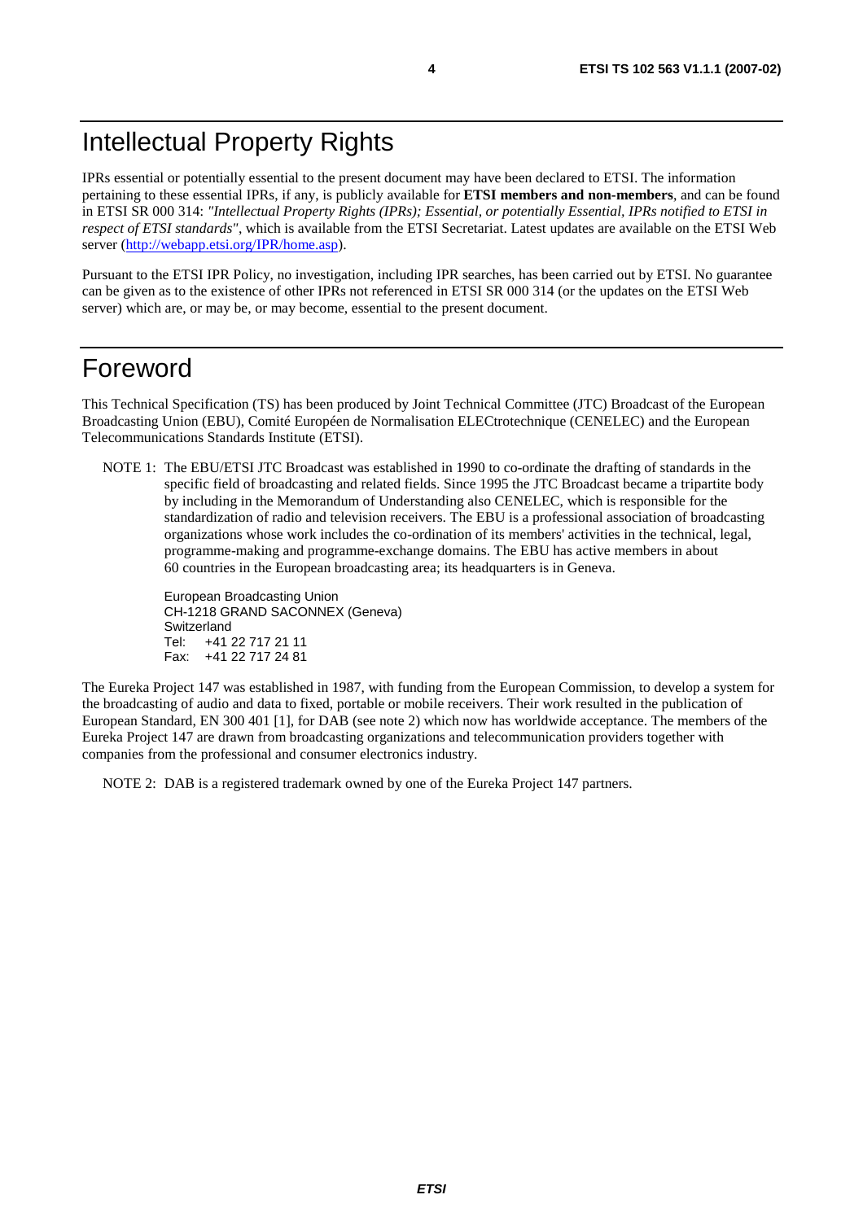# Intellectual Property Rights

IPRs essential or potentially essential to the present document may have been declared to ETSI. The information pertaining to these essential IPRs, if any, is publicly available for **ETSI members and non-members**, and can be found in ETSI SR 000 314: *"Intellectual Property Rights (IPRs); Essential, or potentially Essential, IPRs notified to ETSI in respect of ETSI standards"*, which is available from the ETSI Secretariat. Latest updates are available on the ETSI Web server (http://webapp.etsi.org/IPR/home.asp).

Pursuant to the ETSI IPR Policy, no investigation, including IPR searches, has been carried out by ETSI. No guarantee can be given as to the existence of other IPRs not referenced in ETSI SR 000 314 (or the updates on the ETSI Web server) which are, or may be, or may become, essential to the present document.

# Foreword

This Technical Specification (TS) has been produced by Joint Technical Committee (JTC) Broadcast of the European Broadcasting Union (EBU), Comité Européen de Normalisation ELECtrotechnique (CENELEC) and the European Telecommunications Standards Institute (ETSI).

NOTE 1: The EBU/ETSI JTC Broadcast was established in 1990 to co-ordinate the drafting of standards in the specific field of broadcasting and related fields. Since 1995 the JTC Broadcast became a tripartite body by including in the Memorandum of Understanding also CENELEC, which is responsible for the standardization of radio and television receivers. The EBU is a professional association of broadcasting organizations whose work includes the co-ordination of its members' activities in the technical, legal, programme-making and programme-exchange domains. The EBU has active members in about 60 countries in the European broadcasting area; its headquarters is in Geneva.

European Broadcasting Union
CH-1218 GRAND SACONNEX (Geneva)
Switzerland
Tel: +41 22 717 21 11
Fax: +41 22 717 24 81

The Eureka Project 147 was established in 1987, with funding from the European Commission, to develop a system for the broadcasting of audio and data to fixed, portable or mobile receivers. Their work resulted in the publication of European Standard, EN 300 401 [1], for DAB (see note 2) which now has worldwide acceptance. The members of the Eureka Project 147 are drawn from broadcasting organizations and telecommunication providers together with companies from the professional and consumer electronics industry.

NOTE 2: DAB is a registered trademark owned by one of the Eureka Project 147 partners.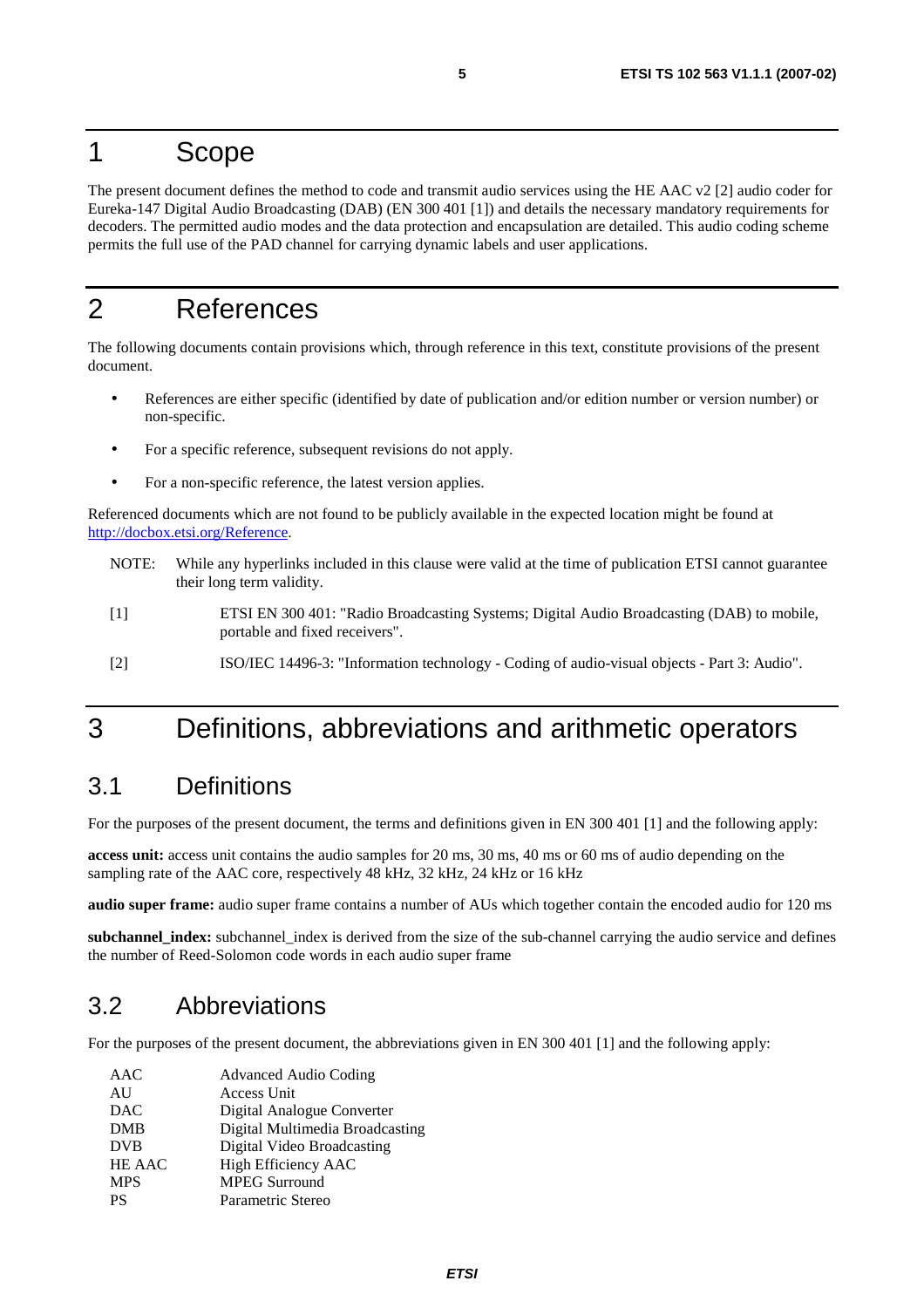# 1 Scope

The present document defines the method to code and transmit audio services using the HE AAC v2 [2] audio coder for Eureka-147 Digital Audio Broadcasting (DAB) (EN 300 401 [1]) and details the necessary mandatory requirements for decoders. The permitted audio modes and the data protection and encapsulation are detailed. This audio coding scheme permits the full use of the PAD channel for carrying dynamic labels and user applications.

# 2 References

The following documents contain provisions which, through reference in this text, constitute provisions of the present document.

- References are either specific (identified by date of publication and/or edition number or version number) or non-specific.
- For a specific reference, subsequent revisions do not apply.
- For a non-specific reference, the latest version applies.

Referenced documents which are not found to be publicly available in the expected location might be found at http://docbox.etsi.org/Reference.

NOTE: While any hyperlinks included in this clause were valid at the time of publication ETSI cannot guarantee their long term validity.

[1] ETSI EN 300 401: "Radio Broadcasting Systems; Digital Audio Broadcasting (DAB) to mobile, portable and fixed receivers".

[2] ISO/IEC 14496-3: "Information technology - Coding of audio-visual objects - Part 3: Audio".

# 3 Definitions, abbreviations and arithmetic operators

## 3.1 Definitions

For the purposes of the present document, the terms and definitions given in EN 300 401 [1] and the following apply:

**access unit:** access unit contains the audio samples for 20 ms, 30 ms, 40 ms or 60 ms of audio depending on the sampling rate of the AAC core, respectively 48 kHz, 32 kHz, 24 kHz or 16 kHz

**audio super frame:** audio super frame contains a number of AUs which together contain the encoded audio for 120 ms

**subchannel_index:** subchannel_index is derived from the size of the sub-channel carrying the audio service and defines the number of Reed-Solomon code words in each audio super frame

## 3.2 Abbreviations

For the purposes of the present document, the abbreviations given in EN 300 401 [1] and the following apply:

| | |
|---|---|
| AAC | Advanced Audio Coding |
| AU | Access Unit |
| DAC | Digital Analogue Converter |
| DMB | Digital Multimedia Broadcasting |
| DVB | Digital Video Broadcasting |
| HE AAC | High Efficiency AAC |
| MPS | MPEG Surround |
| PS | Parametric Stereo |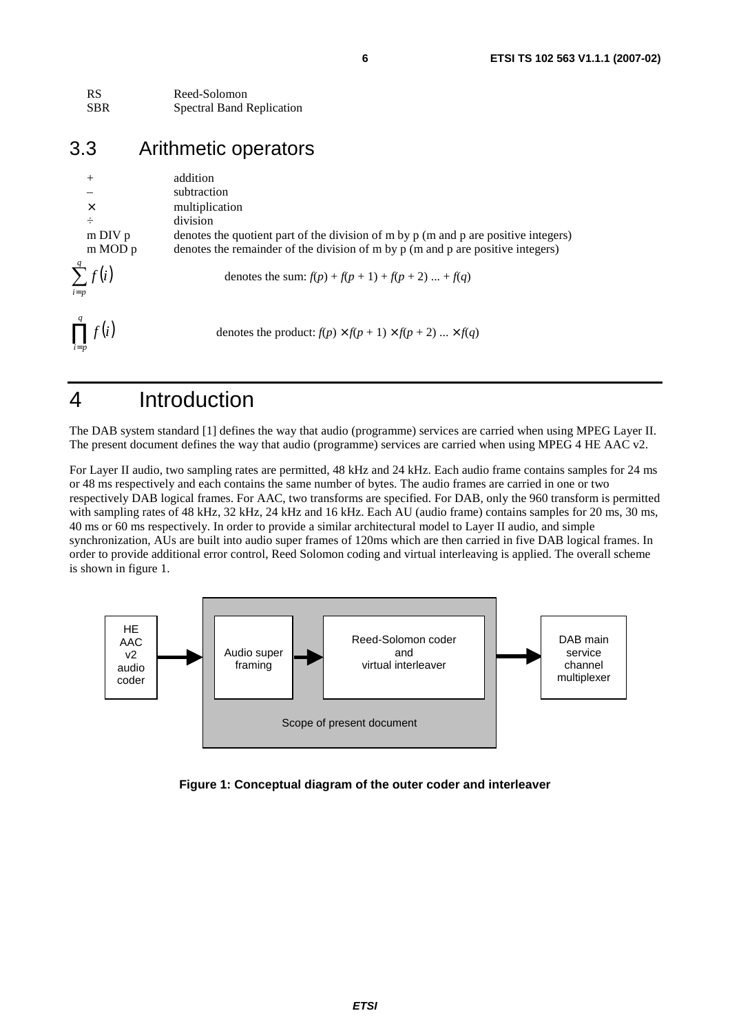| | |
|---|---|
| RS | Reed-Solomon |
| SBR | Spectral Band Replication |

## 3.3 Arithmetic operators

| | |
|---|---|
| + | addition |
| – | subtraction |
| × | multiplication |
| ÷ | division |
| m DIV p | denotes the quotient part of the division of m by p (m and p are positive integers) |
| m MOD p | denotes the remainder of the division of m by p (m and p are positive integers) |
| $\sum_{i=p}^{q} f(i)$ | denotes the sum: $f(p) + f(p + 1) + f(p + 2) ... + f(q)$ |
| $\prod_{i=p}^{q} f(i)$ | denotes the product: $f(p) \times f(p + 1) \times f(p + 2) ... \times f(q)$ |

# 4 Introduction

The DAB system standard [1] defines the way that audio (programme) services are carried when using MPEG Layer II. The present document defines the way that audio (programme) services are carried when using MPEG 4 HE AAC v2.

For Layer II audio, two sampling rates are permitted, 48 kHz and 24 kHz. Each audio frame contains samples for 24 ms or 48 ms respectively and each contains the same number of bytes. The audio frames are carried in one or two respectively DAB logical frames. For AAC, two transforms are specified. For DAB, only the 960 transform is permitted with sampling rates of 48 kHz, 32 kHz, 24 kHz and 16 kHz. Each AU (audio frame) contains samples for 20 ms, 30 ms, 40 ms or 60 ms respectively. In order to provide a similar architectural model to Layer II audio, and simple synchronization, AUs are built into audio super frames of 120ms which are then carried in five DAB logical frames. In order to provide additional error control, Reed Solomon coding and virtual interleaving is applied. The overall scheme is shown in figure 1.

HE AAC v2 audio coder → [Audio super framing → Reed-Solomon coder and virtual interleaver] (Scope of present document) → DAB main service channel multiplexer

**Figure 1: Conceptual diagram of the outer coder and interleaver**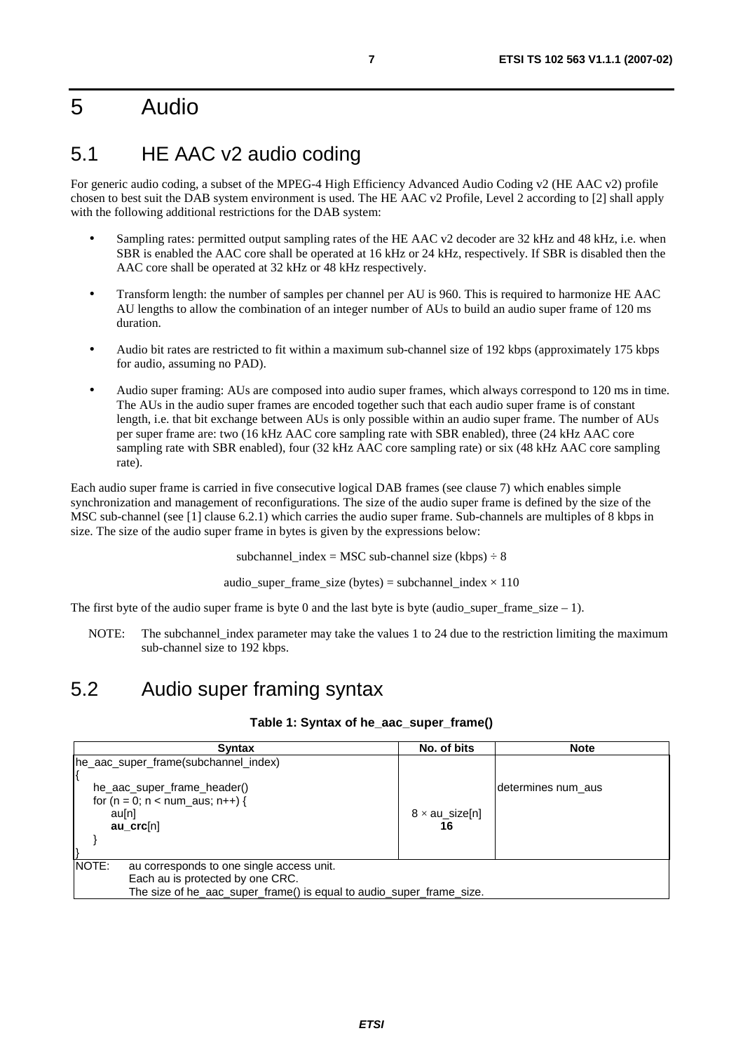# 5 Audio

## 5.1 HE AAC v2 audio coding

For generic audio coding, a subset of the MPEG-4 High Efficiency Advanced Audio Coding v2 (HE AAC v2) profile chosen to best suit the DAB system environment is used. The HE AAC v2 Profile, Level 2 according to [2] shall apply with the following additional restrictions for the DAB system:

- Sampling rates: permitted output sampling rates of the HE AAC v2 decoder are 32 kHz and 48 kHz, i.e. when SBR is enabled the AAC core shall be operated at 16 kHz or 24 kHz, respectively. If SBR is disabled then the AAC core shall be operated at 32 kHz or 48 kHz respectively.
- Transform length: the number of samples per channel per AU is 960. This is required to harmonize HE AAC AU lengths to allow the combination of an integer number of AUs to build an audio super frame of 120 ms duration.
- Audio bit rates are restricted to fit within a maximum sub-channel size of 192 kbps (approximately 175 kbps for audio, assuming no PAD).
- Audio super framing: AUs are composed into audio super frames, which always correspond to 120 ms in time. The AUs in the audio super frames are encoded together such that each audio super frame is of constant length, i.e. that bit exchange between AUs is only possible within an audio super frame. The number of AUs per super frame are: two (16 kHz AAC core sampling rate with SBR enabled), three (24 kHz AAC core sampling rate with SBR enabled), four (32 kHz AAC core sampling rate) or six (48 kHz AAC core sampling rate).

Each audio super frame is carried in five consecutive logical DAB frames (see clause 7) which enables simple synchronization and management of reconfigurations. The size of the audio super frame is defined by the size of the MSC sub-channel (see [1] clause 6.2.1) which carries the audio super frame. Sub-channels are multiples of 8 kbps in size. The size of the audio super frame in bytes is given by the expressions below:

subchannel_index = MSC sub-channel size (kbps) ÷ 8

audio_super_frame_size (bytes) = subchannel_index × 110

The first byte of the audio super frame is byte 0 and the last byte is byte (audio_super_frame_size – 1).

NOTE: The subchannel_index parameter may take the values 1 to 24 due to the restriction limiting the maximum sub-channel size to 192 kbps.

## 5.2 Audio super framing syntax

**Table 1: Syntax of he_aac_super_frame()**

| Syntax | No. of bits | Note |
|---|---|---|
| he_aac_super_frame(subchannel_index) | | |
| { | | |
| he_aac_super_frame_header() | | determines num_aus |
| for (n = 0; n < num_aus; n++) { | | |
| au[n] | 8 × au_size[n] | |
| **au_crc**[n] | **16** | |
| } | | |
| } | | |
| NOTE: au corresponds to one single access unit. Each au is protected by one CRC. The size of he_aac_super_frame() is equal to audio_super_frame_size. | | |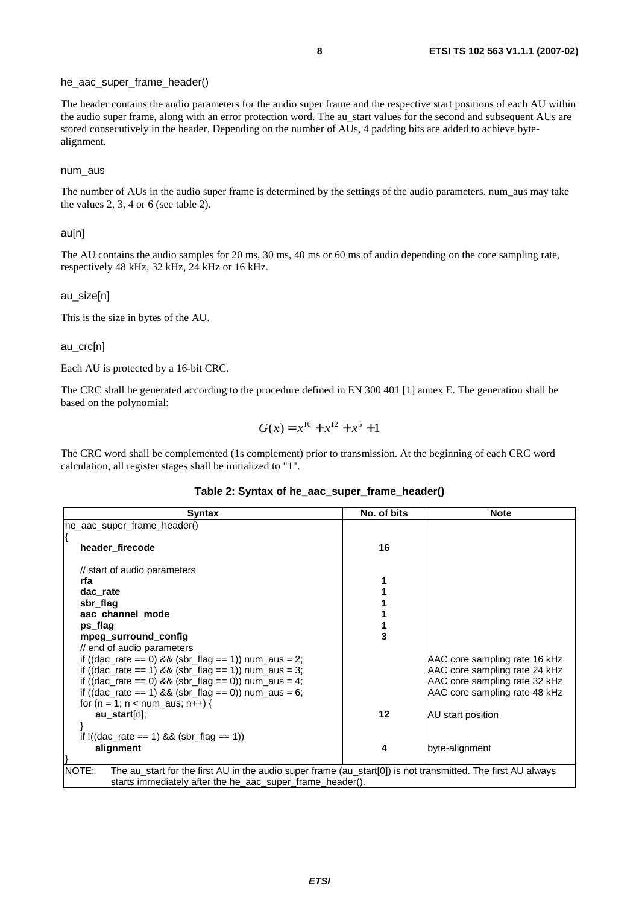he_aac_super_frame_header()

The header contains the audio parameters for the audio super frame and the respective start positions of each AU within the audio super frame, along with an error protection word. The au_start values for the second and subsequent AUs are stored consecutively in the header. Depending on the number of AUs, 4 padding bits are added to achieve byte-alignment.

num_aus

The number of AUs in the audio super frame is determined by the settings of the audio parameters. num_aus may take the values 2, 3, 4 or 6 (see table 2).

au[n]

The AU contains the audio samples for 20 ms, 30 ms, 40 ms or 60 ms of audio depending on the core sampling rate, respectively 48 kHz, 32 kHz, 24 kHz or 16 kHz.

au_size[n]

This is the size in bytes of the AU.

au_crc[n]

Each AU is protected by a 16-bit CRC.

The CRC shall be generated according to the procedure defined in EN 300 401 [1] annex E. The generation shall be based on the polynomial:

$$G(x) = x^{16} + x^{12} + x^5 + 1$$

The CRC word shall be complemented (1s complement) prior to transmission. At the beginning of each CRC word calculation, all register stages shall be initialized to "1".

**Table 2: Syntax of he_aac_super_frame_header()**

| Syntax | No. of bits | Note |
|---|---|---|
| he_aac_super_frame_header() | | |
| { | | |
| **header_firecode** | **16** | |
| // start of audio parameters | | |
| **rfa** | **1** | |
| **dac_rate** | **1** | |
| **sbr_flag** | **1** | |
| **aac_channel_mode** | **1** | |
| **ps_flag** | **1** | |
| **mpeg_surround_config** | **3** | |
| // end of audio parameters | | |
| if ((dac_rate == 0) && (sbr_flag == 1)) num_aus = 2; | | AAC core sampling rate 16 kHz |
| if ((dac_rate == 1) && (sbr_flag == 1)) num_aus = 3; | | AAC core sampling rate 24 kHz |
| if ((dac_rate == 0) && (sbr_flag == 0)) num_aus = 4; | | AAC core sampling rate 32 kHz |
| if ((dac_rate == 1) && (sbr_flag == 0)) num_aus = 6; | | AAC core sampling rate 48 kHz |
| for (n = 1; n < num_aus; n++) { | | |
| **au_start**[n]; | **12** | AU start position |
| } | | |
| if !((dac_rate == 1) && (sbr_flag == 1)) | | |
| **alignment** | **4** | byte-alignment |
| } | | |

NOTE: The au_start for the first AU in the audio super frame (au_start[0]) is not transmitted. The first AU always starts immediately after the he_aac_super_frame_header().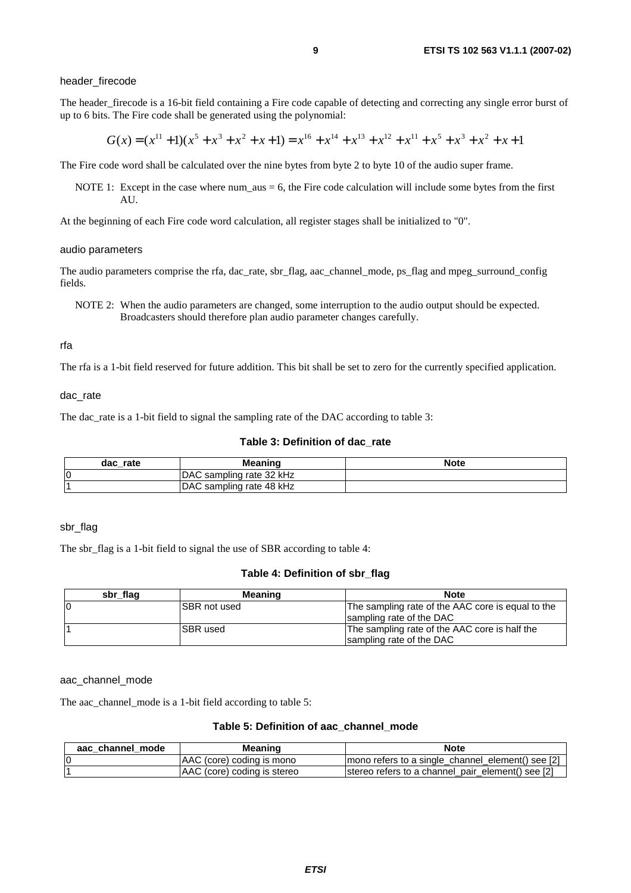header_firecode

The header_firecode is a 16-bit field containing a Fire code capable of detecting and correcting any single error burst of up to 6 bits. The Fire code shall be generated using the polynomial:

$$G(x) = (x^{11} + 1)(x^5 + x^3 + x^2 + x + 1) = x^{16} + x^{14} + x^{13} + x^{12} + x^{11} + x^5 + x^3 + x^2 + x + 1$$

The Fire code word shall be calculated over the nine bytes from byte 2 to byte 10 of the audio super frame.

NOTE 1: Except in the case where num_aus = 6, the Fire code calculation will include some bytes from the first AU.

At the beginning of each Fire code word calculation, all register stages shall be initialized to "0".

audio parameters

The audio parameters comprise the rfa, dac_rate, sbr_flag, aac_channel_mode, ps_flag and mpeg_surround_config fields.

NOTE 2: When the audio parameters are changed, some interruption to the audio output should be expected. Broadcasters should therefore plan audio parameter changes carefully.

rfa

The rfa is a 1-bit field reserved for future addition. This bit shall be set to zero for the currently specified application.

dac_rate

The dac_rate is a 1-bit field to signal the sampling rate of the DAC according to table 3:

**Table 3: Definition of dac_rate**

| dac_rate | Meaning | Note |
|---|---|---|
| 0 | DAC sampling rate 32 kHz | |
| 1 | DAC sampling rate 48 kHz | |

sbr_flag

The sbr_flag is a 1-bit field to signal the use of SBR according to table 4:

**Table 4: Definition of sbr_flag**

| sbr_flag | Meaning | Note |
|---|---|---|
| 0 | SBR not used | The sampling rate of the AAC core is equal to the sampling rate of the DAC |
| 1 | SBR used | The sampling rate of the AAC core is half the sampling rate of the DAC |

aac_channel_mode

The aac_channel_mode is a 1-bit field according to table 5:

**Table 5: Definition of aac_channel_mode**

| aac_channel_mode | Meaning | Note |
|---|---|---|
| 0 | AAC (core) coding is mono | mono refers to a single_channel_element() see [2] |
| 1 | AAC (core) coding is stereo | stereo refers to a channel_pair_element() see [2] |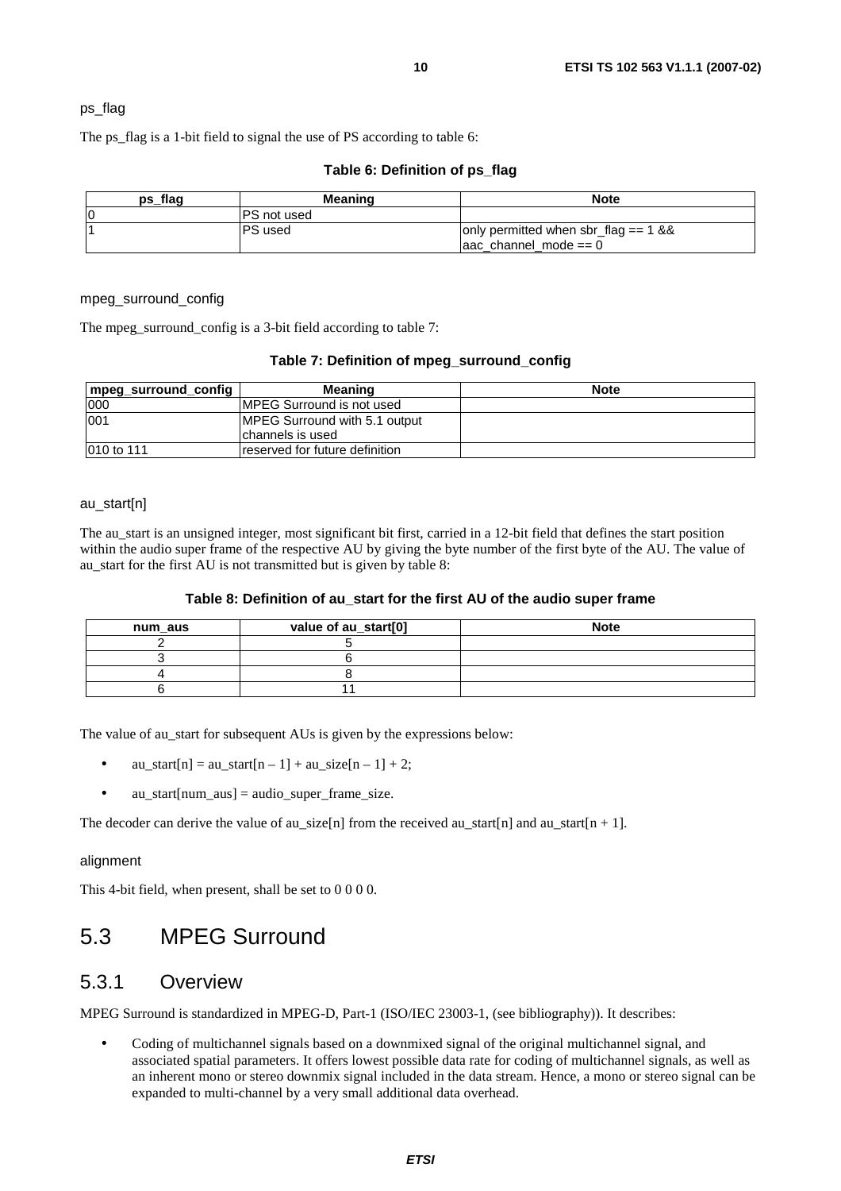ps_flag

The ps_flag is a 1-bit field to signal the use of PS according to table 6:

**Table 6: Definition of ps_flag**

| ps_flag | Meaning | Note |
|---|---|---|
| 0 | PS not used | |
| 1 | PS used | only permitted when sbr_flag == 1 && aac_channel_mode == 0 |

mpeg_surround_config

The mpeg_surround_config is a 3-bit field according to table 7:

**Table 7: Definition of mpeg_surround_config**

| mpeg_surround_config | Meaning | Note |
|---|---|---|
| 000 | MPEG Surround is not used | |
| 001 | MPEG Surround with 5.1 output channels is used | |
| 010 to 111 | reserved for future definition | |

au_start[n]

The au_start is an unsigned integer, most significant bit first, carried in a 12-bit field that defines the start position within the audio super frame of the respective AU by giving the byte number of the first byte of the AU. The value of au_start for the first AU is not transmitted but is given by table 8:

**Table 8: Definition of au_start for the first AU of the audio super frame**

| num_aus | value of au_start[0] | Note |
|---|---|---|
| 2 | 5 | |
| 3 | 6 | |
| 4 | 8 | |
| 6 | 11 | |

The value of au_start for subsequent AUs is given by the expressions below:

- au_start[n] = au_start[n – 1] + au_size[n – 1] + 2;
- au_start[num_aus] = audio_super_frame_size.

The decoder can derive the value of au_size[n] from the received au_start[n] and au_start[n + 1].

alignment

This 4-bit field, when present, shall be set to 0 0 0 0.

## 5.3 MPEG Surround

### 5.3.1 Overview

MPEG Surround is standardized in MPEG-D, Part-1 (ISO/IEC 23003-1, (see bibliography)). It describes:

- Coding of multichannel signals based on a downmixed signal of the original multichannel signal, and associated spatial parameters. It offers lowest possible data rate for coding of multichannel signals, as well as an inherent mono or stereo downmix signal included in the data stream. Hence, a mono or stereo signal can be expanded to multi-channel by a very small additional data overhead.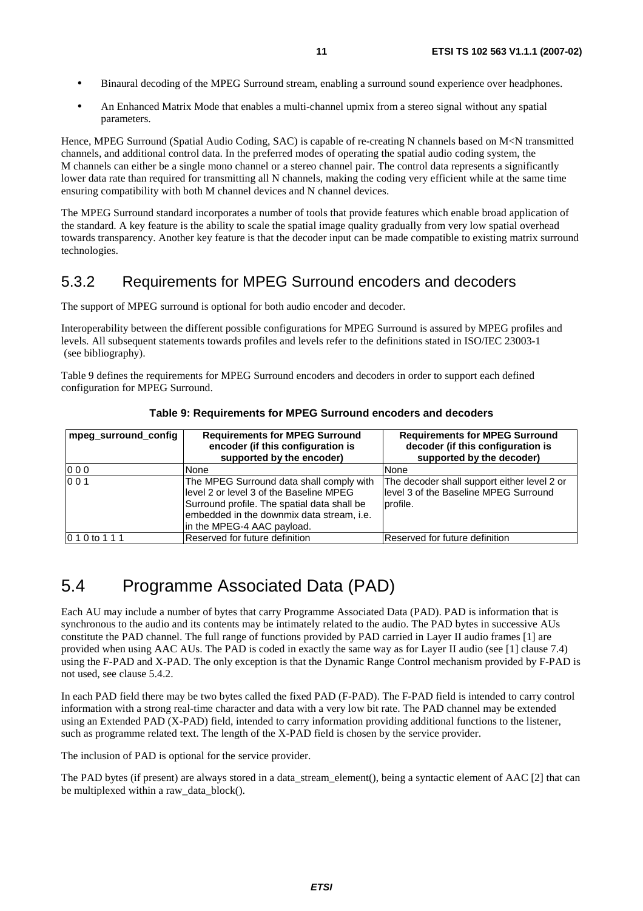- Binaural decoding of the MPEG Surround stream, enabling a surround sound experience over headphones.
- An Enhanced Matrix Mode that enables a multi-channel upmix from a stereo signal without any spatial parameters.

Hence, MPEG Surround (Spatial Audio Coding, SAC) is capable of re-creating N channels based on M<N transmitted channels, and additional control data. In the preferred modes of operating the spatial audio coding system, the M channels can either be a single mono channel or a stereo channel pair. The control data represents a significantly lower data rate than required for transmitting all N channels, making the coding very efficient while at the same time ensuring compatibility with both M channel devices and N channel devices.

The MPEG Surround standard incorporates a number of tools that provide features which enable broad application of the standard. A key feature is the ability to scale the spatial image quality gradually from very low spatial overhead towards transparency. Another key feature is that the decoder input can be made compatible to existing matrix surround technologies.

### 5.3.2 Requirements for MPEG Surround encoders and decoders

The support of MPEG surround is optional for both audio encoder and decoder.

Interoperability between the different possible configurations for MPEG Surround is assured by MPEG profiles and levels. All subsequent statements towards profiles and levels refer to the definitions stated in ISO/IEC 23003-1 (see bibliography).

Table 9 defines the requirements for MPEG Surround encoders and decoders in order to support each defined configuration for MPEG Surround.

**Table 9: Requirements for MPEG Surround encoders and decoders**

| mpeg_surround_config | Requirements for MPEG Surround encoder (if this configuration is supported by the encoder) | Requirements for MPEG Surround decoder (if this configuration is supported by the decoder) |
|---|---|---|
| 0 0 0 | None | None |
| 0 0 1 | The MPEG Surround data shall comply with level 2 or level 3 of the Baseline MPEG Surround profile. The spatial data shall be embedded in the downmix data stream, i.e. in the MPEG-4 AAC payload. | The decoder shall support either level 2 or level 3 of the Baseline MPEG Surround profile. |
| 0 1 0 to 1 1 1 | Reserved for future definition | Reserved for future definition |

## 5.4 Programme Associated Data (PAD)

Each AU may include a number of bytes that carry Programme Associated Data (PAD). PAD is information that is synchronous to the audio and its contents may be intimately related to the audio. The PAD bytes in successive AUs constitute the PAD channel. The full range of functions provided by PAD carried in Layer II audio frames [1] are provided when using AAC AUs. The PAD is coded in exactly the same way as for Layer II audio (see [1] clause 7.4) using the F-PAD and X-PAD. The only exception is that the Dynamic Range Control mechanism provided by F-PAD is not used, see clause 5.4.2.

In each PAD field there may be two bytes called the fixed PAD (F-PAD). The F-PAD field is intended to carry control information with a strong real-time character and data with a very low bit rate. The PAD channel may be extended using an Extended PAD (X-PAD) field, intended to carry information providing additional functions to the listener, such as programme related text. The length of the X-PAD field is chosen by the service provider.

The inclusion of PAD is optional for the service provider.

The PAD bytes (if present) are always stored in a data_stream_element(), being a syntactic element of AAC [2] that can be multiplexed within a raw_data_block().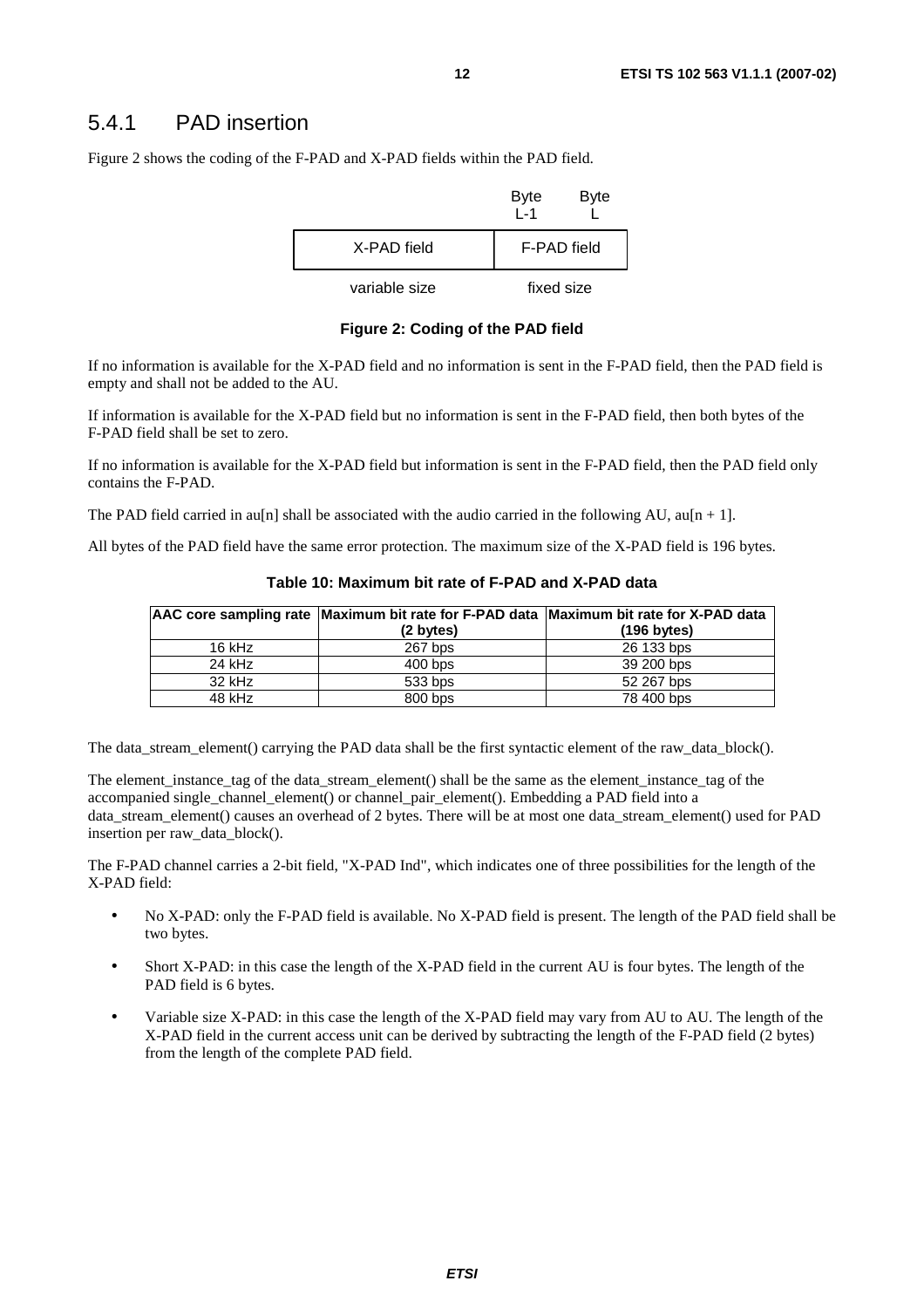## 5.4.1 PAD insertion

Figure 2 shows the coding of the F-PAD and X-PAD fields within the PAD field.

| | Byte L-1 Byte L |
|---|---|
| X-PAD field | F-PAD field |
| variable size | fixed size |

**Figure 2: Coding of the PAD field**

If no information is available for the X-PAD field and no information is sent in the F-PAD field, then the PAD field is empty and shall not be added to the AU.

If information is available for the X-PAD field but no information is sent in the F-PAD field, then both bytes of the F-PAD field shall be set to zero.

If no information is available for the X-PAD field but information is sent in the F-PAD field, then the PAD field only contains the F-PAD.

The PAD field carried in au[n] shall be associated with the audio carried in the following AU, au[n + 1].

All bytes of the PAD field have the same error protection. The maximum size of the X-PAD field is 196 bytes.

**Table 10: Maximum bit rate of F-PAD and X-PAD data**

| AAC core sampling rate | Maximum bit rate for F-PAD data (2 bytes) | Maximum bit rate for X-PAD data (196 bytes) |
|---|---|---|
| 16 kHz | 267 bps | 26 133 bps |
| 24 kHz | 400 bps | 39 200 bps |
| 32 kHz | 533 bps | 52 267 bps |
| 48 kHz | 800 bps | 78 400 bps |

The data_stream_element() carrying the PAD data shall be the first syntactic element of the raw_data_block().

The element_instance_tag of the data_stream_element() shall be the same as the element_instance_tag of the accompanied single_channel_element() or channel_pair_element(). Embedding a PAD field into a data_stream_element() causes an overhead of 2 bytes. There will be at most one data_stream_element() used for PAD insertion per raw_data_block().

The F-PAD channel carries a 2-bit field, "X-PAD Ind", which indicates one of three possibilities for the length of the X-PAD field:

- No X-PAD: only the F-PAD field is available. No X-PAD field is present. The length of the PAD field shall be two bytes.
- Short X-PAD: in this case the length of the X-PAD field in the current AU is four bytes. The length of the PAD field is 6 bytes.
- Variable size X-PAD: in this case the length of the X-PAD field may vary from AU to AU. The length of the X-PAD field in the current access unit can be derived by subtracting the length of the F-PAD field (2 bytes) from the length of the complete PAD field.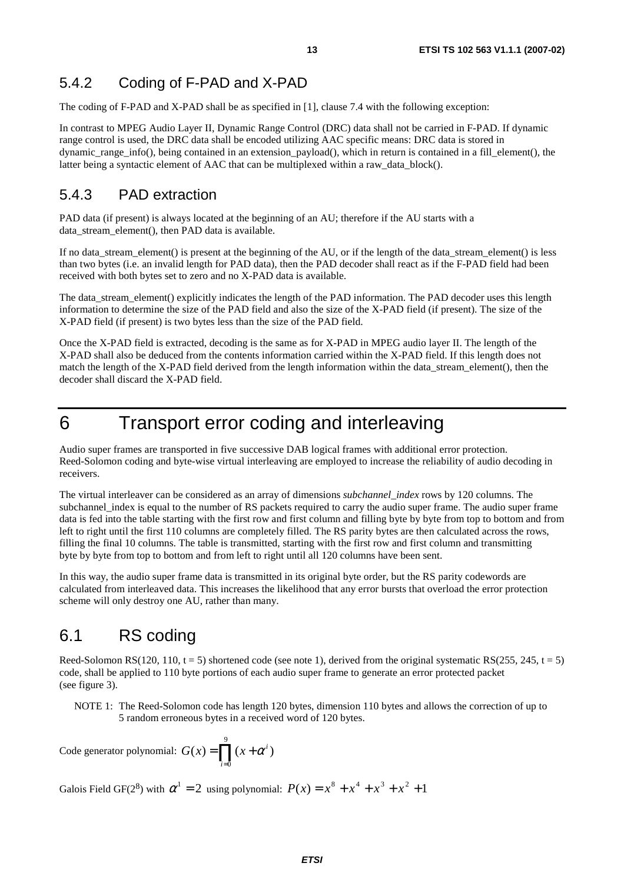### 5.4.2 Coding of F-PAD and X-PAD

The coding of F-PAD and X-PAD shall be as specified in [1], clause 7.4 with the following exception:

In contrast to MPEG Audio Layer II, Dynamic Range Control (DRC) data shall not be carried in F-PAD. If dynamic range control is used, the DRC data shall be encoded utilizing AAC specific means: DRC data is stored in dynamic_range_info(), being contained in an extension_payload(), which in return is contained in a fill_element(), the latter being a syntactic element of AAC that can be multiplexed within a raw_data_block().

### 5.4.3 PAD extraction

PAD data (if present) is always located at the beginning of an AU; therefore if the AU starts with a data_stream_element(), then PAD data is available.

If no data_stream_element() is present at the beginning of the AU, or if the length of the data_stream_element() is less than two bytes (i.e. an invalid length for PAD data), then the PAD decoder shall react as if the F-PAD field had been received with both bytes set to zero and no X-PAD data is available.

The data_stream_element() explicitly indicates the length of the PAD information. The PAD decoder uses this length information to determine the size of the PAD field and also the size of the X-PAD field (if present). The size of the X-PAD field (if present) is two bytes less than the size of the PAD field.

Once the X-PAD field is extracted, decoding is the same as for X-PAD in MPEG audio layer II. The length of the X-PAD shall also be deduced from the contents information carried within the X-PAD field. If this length does not match the length of the X-PAD field derived from the length information within the data_stream_element(), then the decoder shall discard the X-PAD field.

# 6 Transport error coding and interleaving

Audio super frames are transported in five successive DAB logical frames with additional error protection. Reed-Solomon coding and byte-wise virtual interleaving are employed to increase the reliability of audio decoding in receivers.

The virtual interleaver can be considered as an array of dimensions *subchannel_index* rows by 120 columns. The subchannel_index is equal to the number of RS packets required to carry the audio super frame. The audio super frame data is fed into the table starting with the first row and first column and filling byte by byte from top to bottom and from left to right until the first 110 columns are completely filled. The RS parity bytes are then calculated across the rows, filling the final 10 columns. The table is transmitted, starting with the first row and first column and transmitting byte by byte from top to bottom and from left to right until all 120 columns have been sent.

In this way, the audio super frame data is transmitted in its original byte order, but the RS parity codewords are calculated from interleaved data. This increases the likelihood that any error bursts that overload the error protection scheme will only destroy one AU, rather than many.

## 6.1 RS coding

Reed-Solomon RS(120, 110, $t = 5$) shortened code (see note 1), derived from the original systematic RS(255, 245, $t = 5$) code, shall be applied to 110 byte portions of each audio super frame to generate an error protected packet (see figure 3).

NOTE 1: The Reed-Solomon code has length 120 bytes, dimension 110 bytes and allows the correction of up to 5 random erroneous bytes in a received word of 120 bytes.

Code generator polynomial: $G(x) = \prod_{i=0}^{9} (x + \alpha^i)$

Galois Field GF($2^8$) with $\alpha^1 = 2$ using polynomial: $P(x) = x^8 + x^4 + x^3 + x^2 + 1$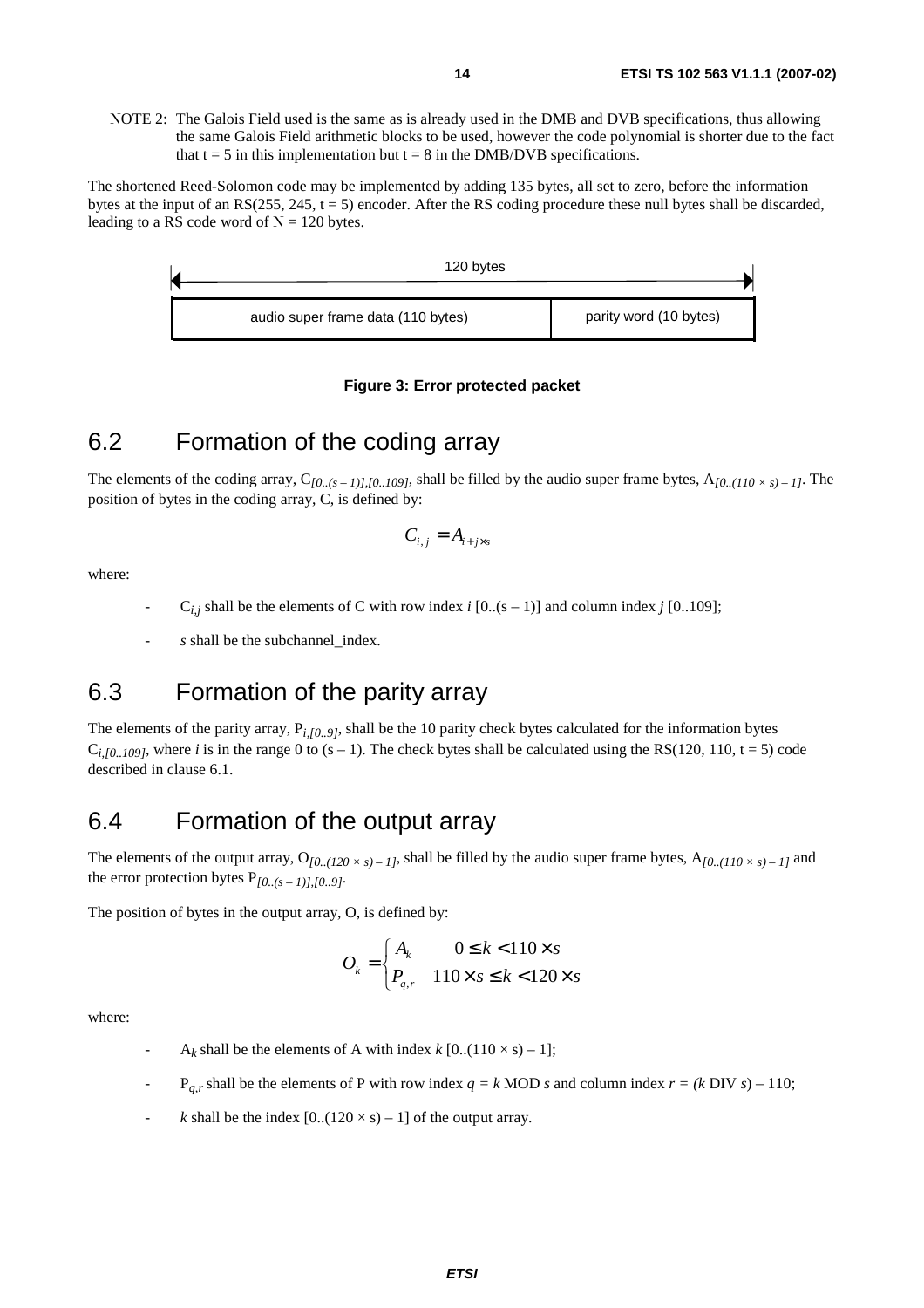NOTE 2: The Galois Field used is the same as is already used in the DMB and DVB specifications, thus allowing the same Galois Field arithmetic blocks to be used, however the code polynomial is shorter due to the fact that $t = 5$ in this implementation but $t = 8$ in the DMB/DVB specifications.

The shortened Reed-Solomon code may be implemented by adding 135 bytes, all set to zero, before the information bytes at the input of an RS(255, 245, $t = 5$) encoder. After the RS coding procedure these null bytes shall be discarded, leading to a RS code word of $N = 120$ bytes.

| 120 bytes | |
|---|---|
| audio super frame data (110 bytes) | parity word (10 bytes) |

**Figure 3: Error protected packet**

## 6.2 Formation of the coding array

The elements of the coding array, $C_{[0..(s-1)],[0..109]}$, shall be filled by the audio super frame bytes, $A_{[0..(110 \times s)-1]}$. The position of bytes in the coding array, C, is defined by:

$$C_{i,j} = A_{i+j \times s}$$

where:

- $C_{i,j}$ shall be the elements of C with row index $i$ [0..(s – 1)] and column index $j$ [0..109];
- $s$ shall be the subchannel_index.

## 6.3 Formation of the parity array

The elements of the parity array, $P_{i,[0..9]}$, shall be the 10 parity check bytes calculated for the information bytes $C_{i,[0..109]}$, where $i$ is in the range 0 to $(s - 1)$. The check bytes shall be calculated using the RS(120, 110, $t = 5$) code described in clause 6.1.

## 6.4 Formation of the output array

The elements of the output array, $O_{[0..(120 \times s)-1]}$, shall be filled by the audio super frame bytes, $A_{[0..(110 \times s)-1]}$ and the error protection bytes $P_{[0..(s-1)],[0..9]}$.

The position of bytes in the output array, O, is defined by:

$$O_k = \begin{cases} A_k & 0 \leq k < 110 \times s \\ P_{q,r} & 110 \times s \leq k < 120 \times s \end{cases}$$

where:

- $A_k$ shall be the elements of A with index $k$ [0..(110 × s) – 1];
- $P_{q,r}$ shall be the elements of P with row index $q = k \text{ MOD } s$ and column index $r = (k \text{ DIV } s) - 110$;
- $k$ shall be the index [0..(120 × s) – 1] of the output array.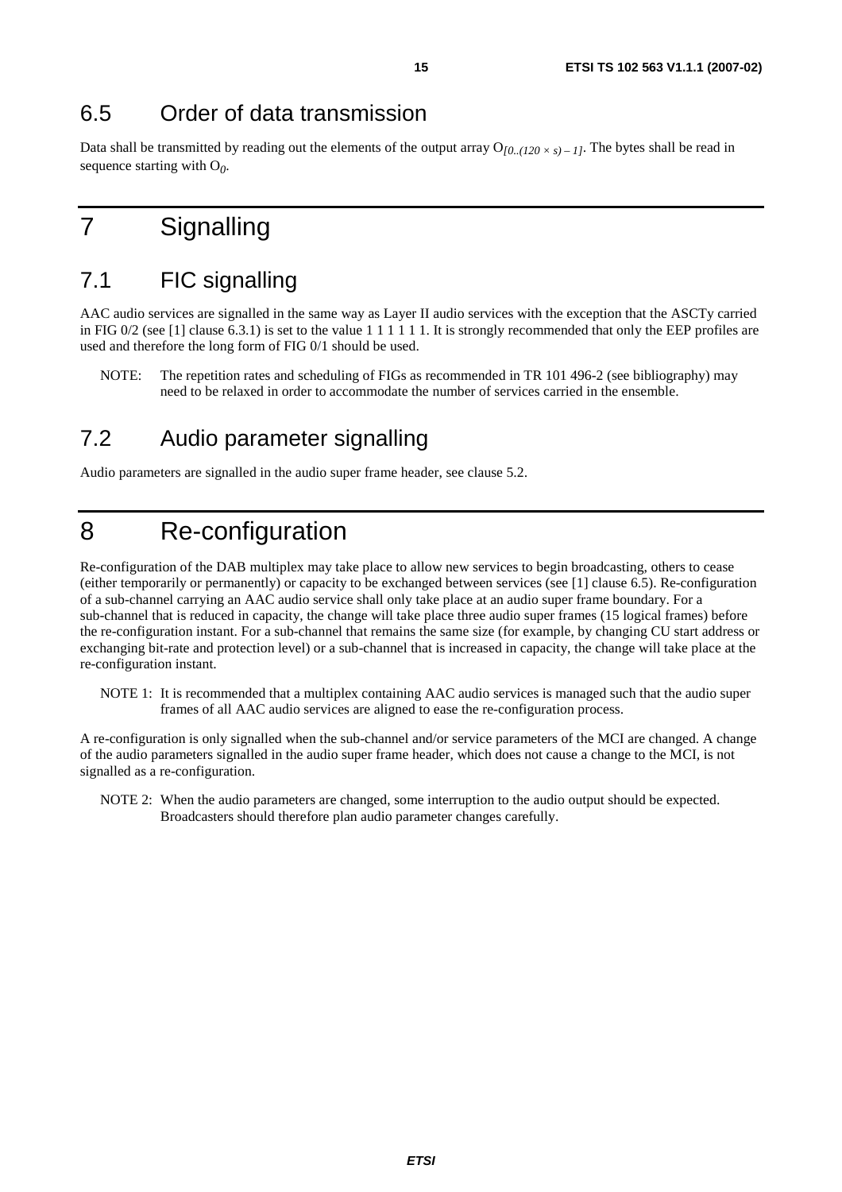## 6.5 Order of data transmission

Data shall be transmitted by reading out the elements of the output array $O_{[0..(120 \times s) - 1]}$. The bytes shall be read in sequence starting with $O_0$.

# 7 Signalling

## 7.1 FIC signalling

AAC audio services are signalled in the same way as Layer II audio services with the exception that the ASCTy carried in FIG 0/2 (see [1] clause 6.3.1) is set to the value 1 1 1 1 1 1. It is strongly recommended that only the EEP profiles are used and therefore the long form of FIG 0/1 should be used.

NOTE: The repetition rates and scheduling of FIGs as recommended in TR 101 496-2 (see bibliography) may need to be relaxed in order to accommodate the number of services carried in the ensemble.

## 7.2 Audio parameter signalling

Audio parameters are signalled in the audio super frame header, see clause 5.2.

# 8 Re-configuration

Re-configuration of the DAB multiplex may take place to allow new services to begin broadcasting, others to cease (either temporarily or permanently) or capacity to be exchanged between services (see [1] clause 6.5). Re-configuration of a sub-channel carrying an AAC audio service shall only take place at an audio super frame boundary. For a sub-channel that is reduced in capacity, the change will take place three audio super frames (15 logical frames) before the re-configuration instant. For a sub-channel that remains the same size (for example, by changing CU start address or exchanging bit-rate and protection level) or a sub-channel that is increased in capacity, the change will take place at the re-configuration instant.

NOTE 1: It is recommended that a multiplex containing AAC audio services is managed such that the audio super frames of all AAC audio services are aligned to ease the re-configuration process.

A re-configuration is only signalled when the sub-channel and/or service parameters of the MCI are changed. A change of the audio parameters signalled in the audio super frame header, which does not cause a change to the MCI, is not signalled as a re-configuration.

NOTE 2: When the audio parameters are changed, some interruption to the audio output should be expected. Broadcasters should therefore plan audio parameter changes carefully.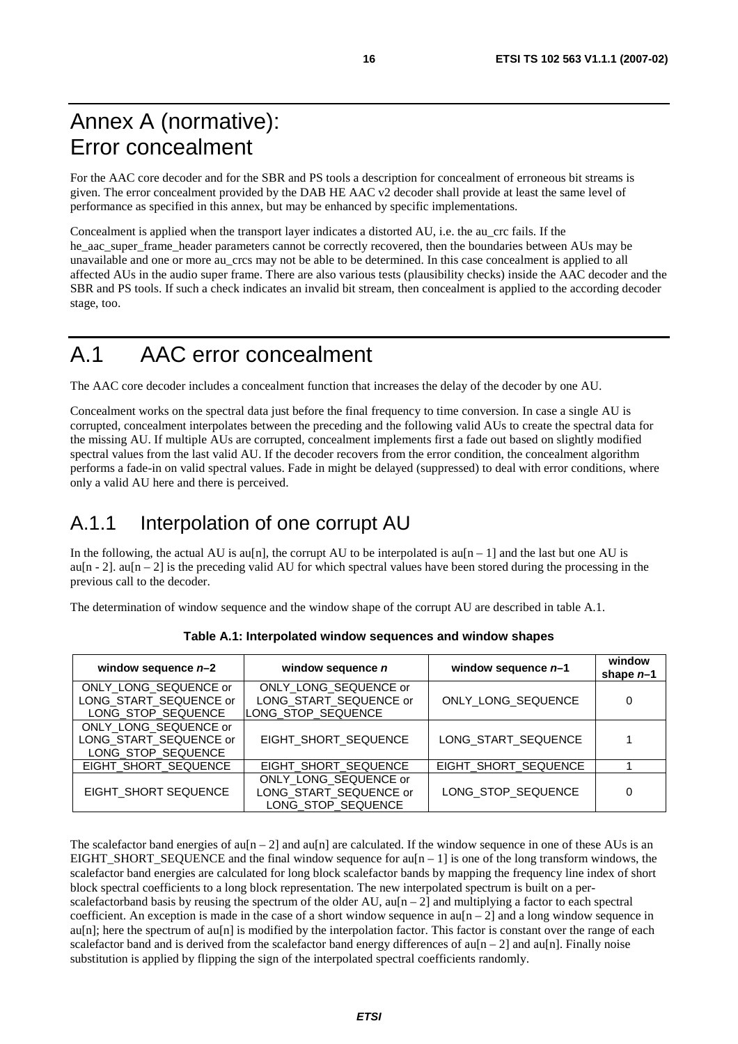# Annex A (normative): Error concealment

For the AAC core decoder and for the SBR and PS tools a description for concealment of erroneous bit streams is given. The error concealment provided by the DAB HE AAC v2 decoder shall provide at least the same level of performance as specified in this annex, but may be enhanced by specific implementations.

Concealment is applied when the transport layer indicates a distorted AU, i.e. the au_crc fails. If the he_aac_super_frame_header parameters cannot be correctly recovered, then the boundaries between AUs may be unavailable and one or more au_crcs may not be able to be determined. In this case concealment is applied to all affected AUs in the audio super frame. There are also various tests (plausibility checks) inside the AAC decoder and the SBR and PS tools. If such a check indicates an invalid bit stream, then concealment is applied to the according decoder stage, too.

# A.1 AAC error concealment

The AAC core decoder includes a concealment function that increases the delay of the decoder by one AU.

Concealment works on the spectral data just before the final frequency to time conversion. In case a single AU is corrupted, concealment interpolates between the preceding and the following valid AUs to create the spectral data for the missing AU. If multiple AUs are corrupted, concealment implements first a fade out based on slightly modified spectral values from the last valid AU. If the decoder recovers from the error condition, the concealment algorithm performs a fade-in on valid spectral values. Fade in might be delayed (suppressed) to deal with error conditions, where only a valid AU here and there is perceived.

## A.1.1 Interpolation of one corrupt AU

In the following, the actual AU is au[n], the corrupt AU to be interpolated is au[n – 1] and the last but one AU is au[n - 2]. au[n – 2] is the preceding valid AU for which spectral values have been stored during the processing in the previous call to the decoder.

The determination of window sequence and the window shape of the corrupt AU are described in table A.1.

**Table A.1: Interpolated window sequences and window shapes**

| window sequence *n*–2 | window sequence *n* | window sequence *n*–1 | window shape *n*–1 |
|---|---|---|---|
| ONLY_LONG_SEQUENCE or LONG_START_SEQUENCE or LONG_STOP_SEQUENCE | ONLY_LONG_SEQUENCE or LONG_START_SEQUENCE or LONG_STOP_SEQUENCE | ONLY_LONG_SEQUENCE | 0 |
| ONLY_LONG_SEQUENCE or LONG_START_SEQUENCE or LONG_STOP_SEQUENCE | EIGHT_SHORT_SEQUENCE | LONG_START_SEQUENCE | 1 |
| EIGHT_SHORT_SEQUENCE | EIGHT_SHORT_SEQUENCE | EIGHT_SHORT_SEQUENCE | 1 |
| EIGHT_SHORT SEQUENCE | ONLY_LONG_SEQUENCE or LONG_START_SEQUENCE or LONG_STOP_SEQUENCE | LONG_STOP_SEQUENCE | 0 |

The scalefactor band energies of au[n – 2] and au[n] are calculated. If the window sequence in one of these AUs is an EIGHT_SHORT_SEQUENCE and the final window sequence for au[n – 1] is one of the long transform windows, the scalefactor band energies are calculated for long block scalefactor bands by mapping the frequency line index of short block spectral coefficients to a long block representation. The new interpolated spectrum is built on a per-scalefactorband basis by reusing the spectrum of the older AU, au[n – 2] and multiplying a factor to each spectral coefficient. An exception is made in the case of a short window sequence in au[n – 2] and a long window sequence in au[n]; here the spectrum of au[n] is modified by the interpolation factor. This factor is constant over the range of each scalefactor band and is derived from the scalefactor band energy differences of au[n – 2] and au[n]. Finally noise substitution is applied by flipping the sign of the interpolated spectral coefficients randomly.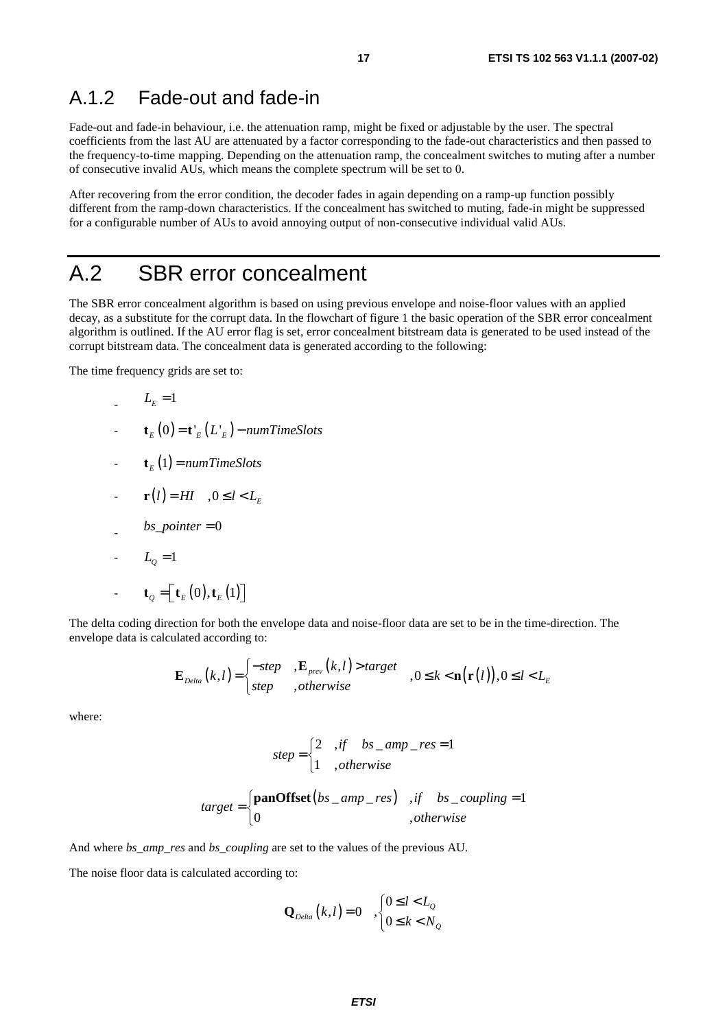## A.1.2 Fade-out and fade-in

Fade-out and fade-in behaviour, i.e. the attenuation ramp, might be fixed or adjustable by the user. The spectral coefficients from the last AU are attenuated by a factor corresponding to the fade-out characteristics and then passed to the frequency-to-time mapping. Depending on the attenuation ramp, the concealment switches to muting after a number of consecutive invalid AUs, which means the complete spectrum will be set to 0.

After recovering from the error condition, the decoder fades in again depending on a ramp-up function possibly different from the ramp-down characteristics. If the concealment has switched to muting, fade-in might be suppressed for a configurable number of AUs to avoid annoying output of non-consecutive individual valid AUs.

# A.2 SBR error concealment

The SBR error concealment algorithm is based on using previous envelope and noise-floor values with an applied decay, as a substitute for the corrupt data. In the flowchart of figure 1 the basic operation of the SBR error concealment algorithm is outlined. If the AU error flag is set, error concealment bitstream data is generated to be used instead of the corrupt bitstream data. The concealment data is generated according to the following:

The time frequency grids are set to:

- $L_E = 1$
- $\mathbf{t}_E(0) = \mathbf{t}'_E(L'_E) - numTimeSlots$
- $\mathbf{t}_E(1) = numTimeSlots$
- $\mathbf{r}(l) = HI \quad ,0 \le l < L_E$
- $bs\_pointer = 0$
- $L_Q = 1$
- $\mathbf{t}_Q = \left[\mathbf{t}_E(0), \mathbf{t}_E(1)\right]$

The delta coding direction for both the envelope data and noise-floor data are set to be in the time-direction. The envelope data is calculated according to:

$$\mathbf{E}_{Delta}(k,l) = \begin{cases} -step & ,\mathbf{E}_{prev}(k,l) > target \\ step & ,otherwise \end{cases} \quad ,0 \le k < \mathbf{n}(\mathbf{r}(l)), 0 \le l < L_E$$

where:

$$step = \begin{cases} 2 & ,if \quad bs\_amp\_res = 1 \\ 1 & ,otherwise \end{cases}$$

$$target = \begin{cases} \mathbf{panOffset}(bs\_amp\_res) & ,if \quad bs\_coupling = 1 \\ 0 & ,otherwise \end{cases}$$

And where *bs_amp_res* and *bs_coupling* are set to the values of the previous AU.

The noise floor data is calculated according to:

$$\mathbf{Q}_{Delta}(k,l) = 0 \quad , \begin{cases} 0 \le l < L_Q \\ 0 \le k < N_Q \end{cases}$$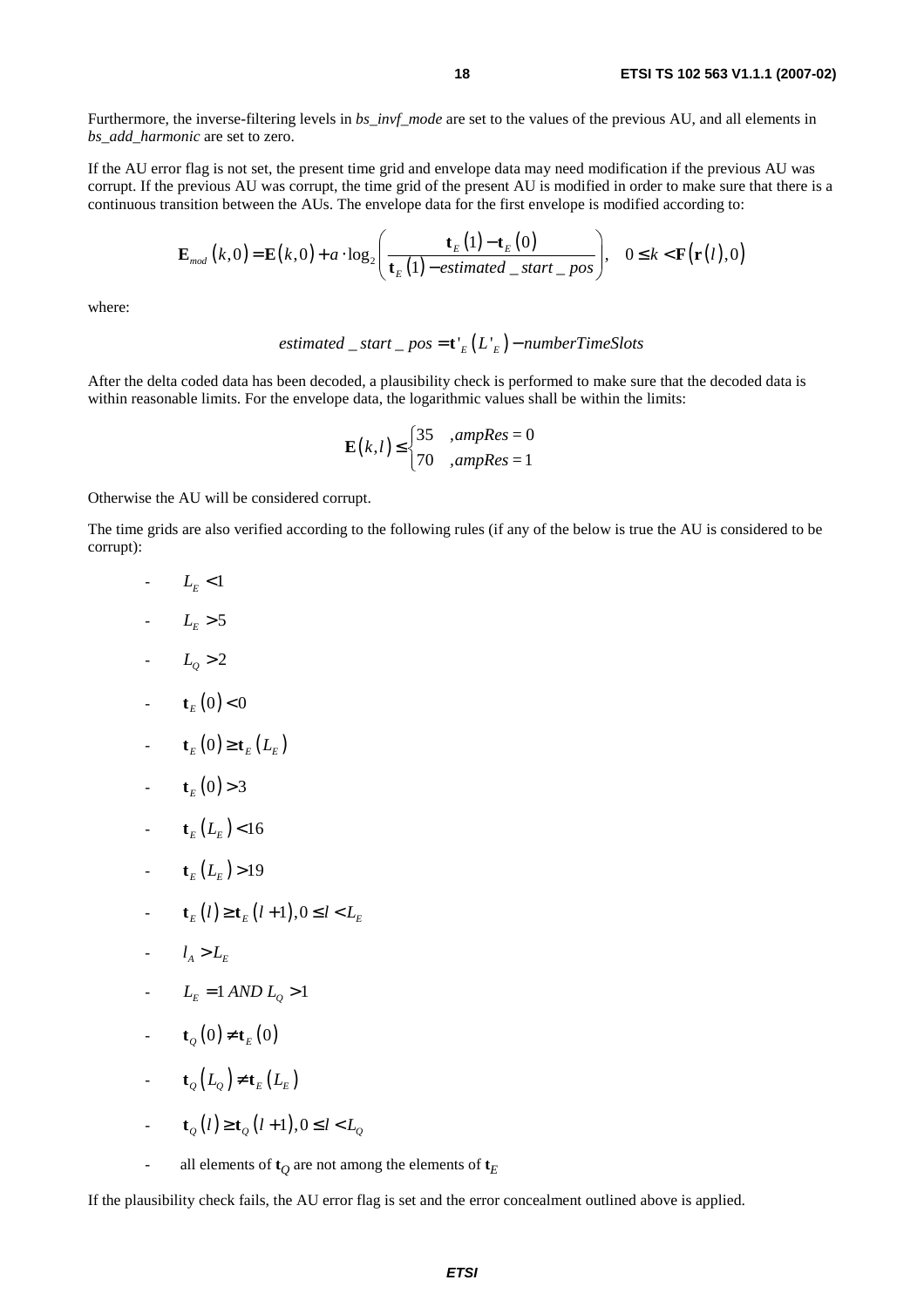Furthermore, the inverse-filtering levels in *bs_invf_mode* are set to the values of the previous AU, and all elements in *bs_add_harmonic* are set to zero.

If the AU error flag is not set, the present time grid and envelope data may need modification if the previous AU was corrupt. If the previous AU was corrupt, the time grid of the present AU is modified in order to make sure that there is a continuous transition between the AUs. The envelope data for the first envelope is modified according to:

$$\mathbf{E}_{mod}(k,0) = \mathbf{E}(k,0) + a \cdot \log_2\left(\frac{\mathbf{t}_E(1) - \mathbf{t}_E(0)}{\mathbf{t}_E(1) - estimated\_start\_pos}\right), \quad 0 \leq k < \mathbf{F}(\mathbf{r}(l),0)$$

where:

$$estimated\_start\_pos = \mathbf{t'}_E(L'_E) - numberTimeSlots$$

After the delta coded data has been decoded, a plausibility check is performed to make sure that the decoded data is within reasonable limits. For the envelope data, the logarithmic values shall be within the limits:

$$\mathbf{E}(k,l) \leq \begin{cases} 35 & ,ampRes = 0 \\ 70 & ,ampRes = 1 \end{cases}$$

Otherwise the AU will be considered corrupt.

The time grids are also verified according to the following rules (if any of the below is true the AU is considered to be corrupt):

- $L_E < 1$
- $L_E > 5$
- $L_Q > 2$
- $\mathbf{t}_E(0) < 0$
- $\mathbf{t}_E(0) \geq \mathbf{t}_E(L_E)$
- $\mathbf{t}_E(0) > 3$
- $\mathbf{t}_E(L_E) < 16$
- $\mathbf{t}_E(L_E) > 19$
- $\mathbf{t}_E(l) \geq \mathbf{t}_E(l+1), 0 \leq l < L_E$
- $l_A > L_E$
- $L_E = 1 \ AND \ L_Q > 1$
- $\mathbf{t}_Q(0) \neq \mathbf{t}_E(0)$
- $\mathbf{t}_Q(L_Q) \neq \mathbf{t}_E(L_E)$
- $\mathbf{t}_Q(l) \geq \mathbf{t}_Q(l+1), 0 \leq l < L_Q$
- all elements of $\mathbf{t}_Q$ are not among the elements of $\mathbf{t}_E$

If the plausibility check fails, the AU error flag is set and the error concealment outlined above is applied.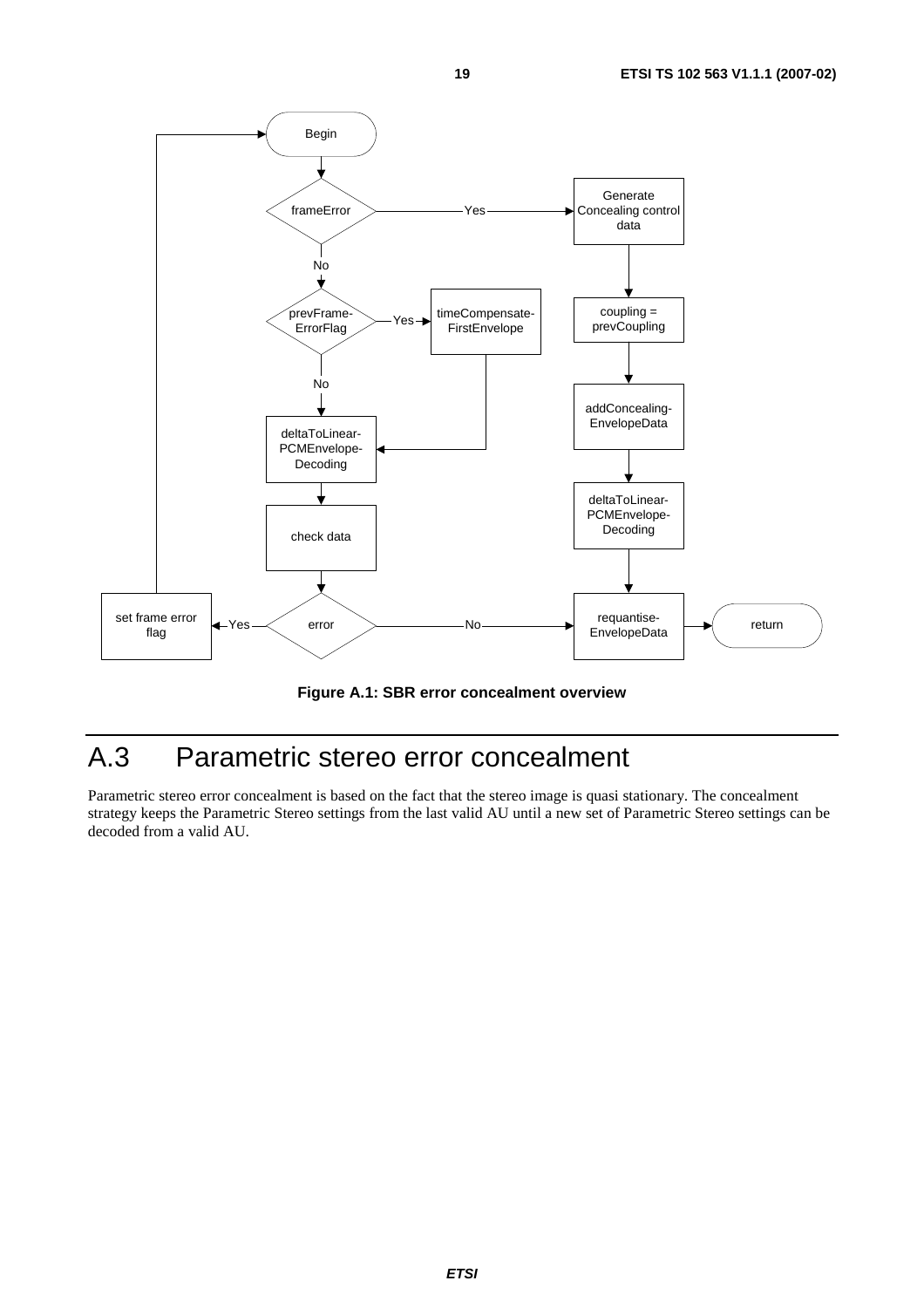Figure A.1: SBR error concealment overview

# A.3 Parametric stereo error concealment

Parametric stereo error concealment is based on the fact that the stereo image is quasi stationary. The concealment strategy keeps the Parametric Stereo settings from the last valid AU until a new set of Parametric Stereo settings can be decoded from a valid AU.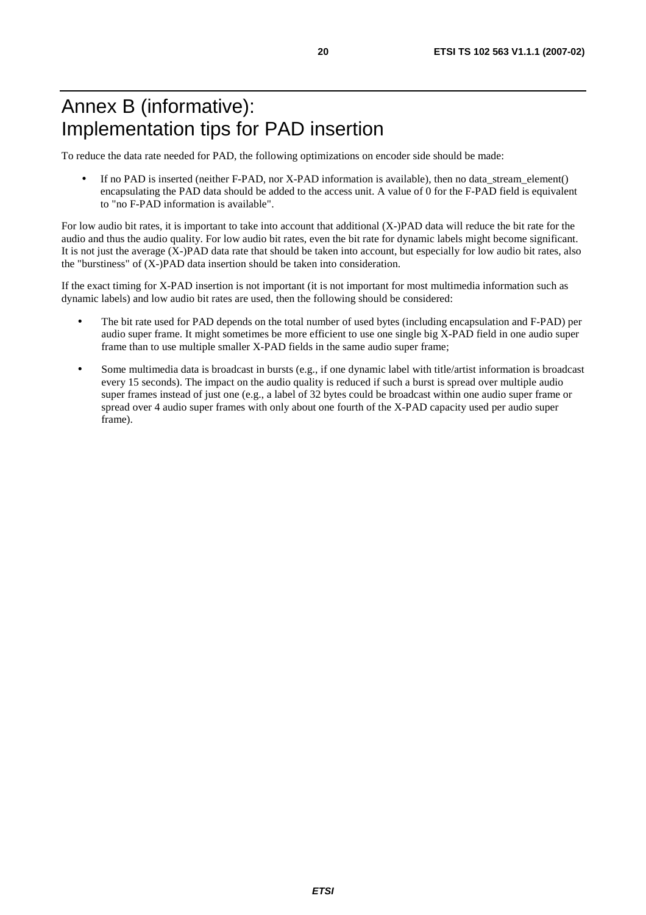# Annex B (informative): Implementation tips for PAD insertion

To reduce the data rate needed for PAD, the following optimizations on encoder side should be made:

- If no PAD is inserted (neither F-PAD, nor X-PAD information is available), then no data_stream_element() encapsulating the PAD data should be added to the access unit. A value of 0 for the F-PAD field is equivalent to "no F-PAD information is available".

For low audio bit rates, it is important to take into account that additional (X-)PAD data will reduce the bit rate for the audio and thus the audio quality. For low audio bit rates, even the bit rate for dynamic labels might become significant. It is not just the average (X-)PAD data rate that should be taken into account, but especially for low audio bit rates, also the "burstiness" of (X-)PAD data insertion should be taken into consideration.

If the exact timing for X-PAD insertion is not important (it is not important for most multimedia information such as dynamic labels) and low audio bit rates are used, then the following should be considered:

- The bit rate used for PAD depends on the total number of used bytes (including encapsulation and F-PAD) per audio super frame. It might sometimes be more efficient to use one single big X-PAD field in one audio super frame than to use multiple smaller X-PAD fields in the same audio super frame;
- Some multimedia data is broadcast in bursts (e.g., if one dynamic label with title/artist information is broadcast every 15 seconds). The impact on the audio quality is reduced if such a burst is spread over multiple audio super frames instead of just one (e.g., a label of 32 bytes could be broadcast within one audio super frame or spread over 4 audio super frames with only about one fourth of the X-PAD capacity used per audio super frame).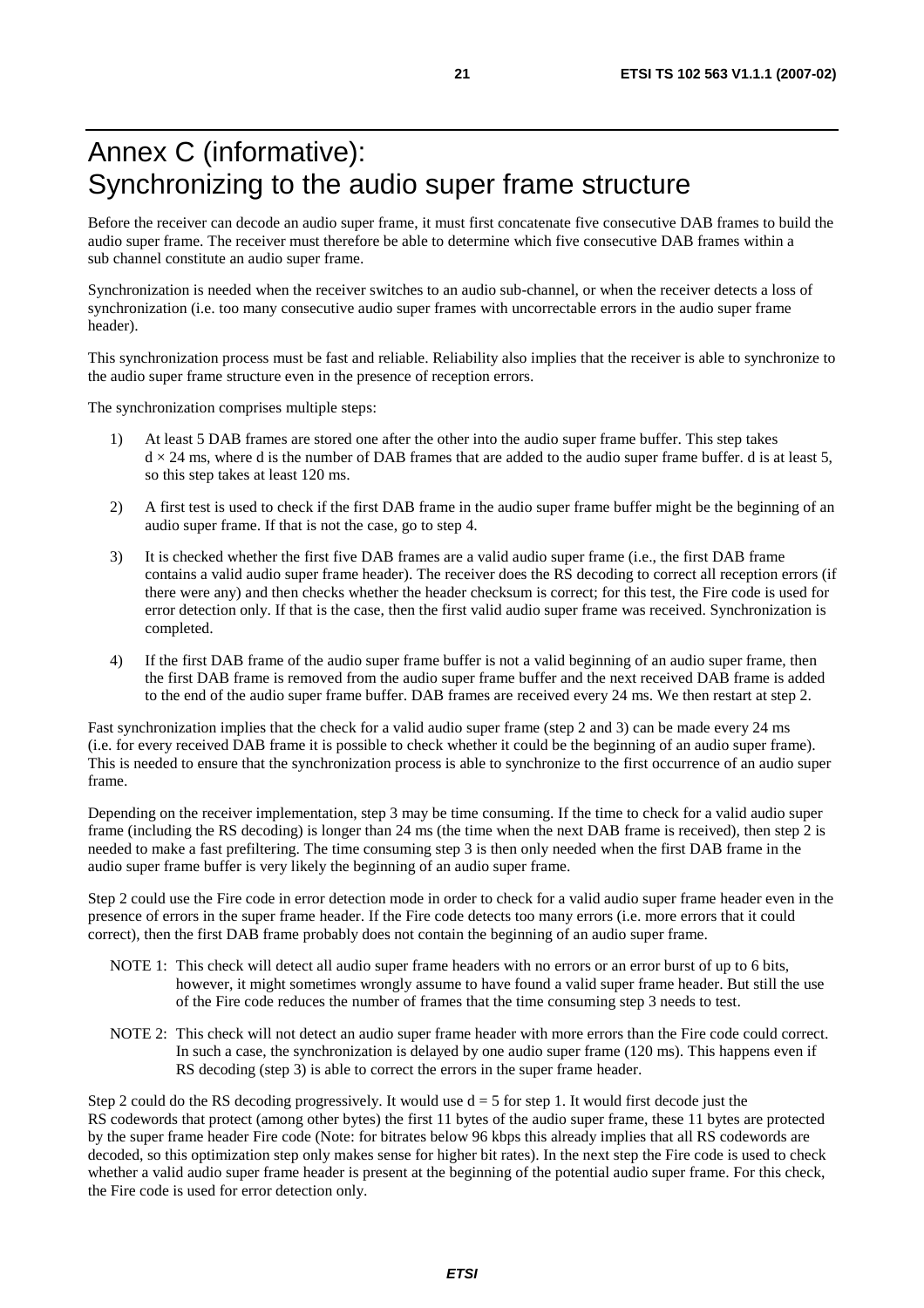# Annex C (informative): Synchronizing to the audio super frame structure

Before the receiver can decode an audio super frame, it must first concatenate five consecutive DAB frames to build the audio super frame. The receiver must therefore be able to determine which five consecutive DAB frames within a sub channel constitute an audio super frame.

Synchronization is needed when the receiver switches to an audio sub-channel, or when the receiver detects a loss of synchronization (i.e. too many consecutive audio super frames with uncorrectable errors in the audio super frame header).

This synchronization process must be fast and reliable. Reliability also implies that the receiver is able to synchronize to the audio super frame structure even in the presence of reception errors.

The synchronization comprises multiple steps:

1) At least 5 DAB frames are stored one after the other into the audio super frame buffer. This step takes $d \times 24$ ms, where d is the number of DAB frames that are added to the audio super frame buffer. d is at least 5, so this step takes at least 120 ms.

2) A first test is used to check if the first DAB frame in the audio super frame buffer might be the beginning of an audio super frame. If that is not the case, go to step 4.

3) It is checked whether the first five DAB frames are a valid audio super frame (i.e., the first DAB frame contains a valid audio super frame header). The receiver does the RS decoding to correct all reception errors (if there were any) and then checks whether the header checksum is correct; for this test, the Fire code is used for error detection only. If that is the case, then the first valid audio super frame was received. Synchronization is completed.

4) If the first DAB frame of the audio super frame buffer is not a valid beginning of an audio super frame, then the first DAB frame is removed from the audio super frame buffer and the next received DAB frame is added to the end of the audio super frame buffer. DAB frames are received every 24 ms. We then restart at step 2.

Fast synchronization implies that the check for a valid audio super frame (step 2 and 3) can be made every 24 ms (i.e. for every received DAB frame it is possible to check whether it could be the beginning of an audio super frame). This is needed to ensure that the synchronization process is able to synchronize to the first occurrence of an audio super frame.

Depending on the receiver implementation, step 3 may be time consuming. If the time to check for a valid audio super frame (including the RS decoding) is longer than 24 ms (the time when the next DAB frame is received), then step 2 is needed to make a fast prefiltering. The time consuming step 3 is then only needed when the first DAB frame in the audio super frame buffer is very likely the beginning of an audio super frame.

Step 2 could use the Fire code in error detection mode in order to check for a valid audio super frame header even in the presence of errors in the super frame header. If the Fire code detects too many errors (i.e. more errors that it could correct), then the first DAB frame probably does not contain the beginning of an audio super frame.

NOTE 1: This check will detect all audio super frame headers with no errors or an error burst of up to 6 bits, however, it might sometimes wrongly assume to have found a valid super frame header. But still the use of the Fire code reduces the number of frames that the time consuming step 3 needs to test.

NOTE 2: This check will not detect an audio super frame header with more errors than the Fire code could correct. In such a case, the synchronization is delayed by one audio super frame (120 ms). This happens even if RS decoding (step 3) is able to correct the errors in the super frame header.

Step 2 could do the RS decoding progressively. It would use $d = 5$ for step 1. It would first decode just the RS codewords that protect (among other bytes) the first 11 bytes of the audio super frame, these 11 bytes are protected by the super frame header Fire code (Note: for bitrates below 96 kbps this already implies that all RS codewords are decoded, so this optimization step only makes sense for higher bit rates). In the next step the Fire code is used to check whether a valid audio super frame header is present at the beginning of the potential audio super frame. For this check, the Fire code is used for error detection only.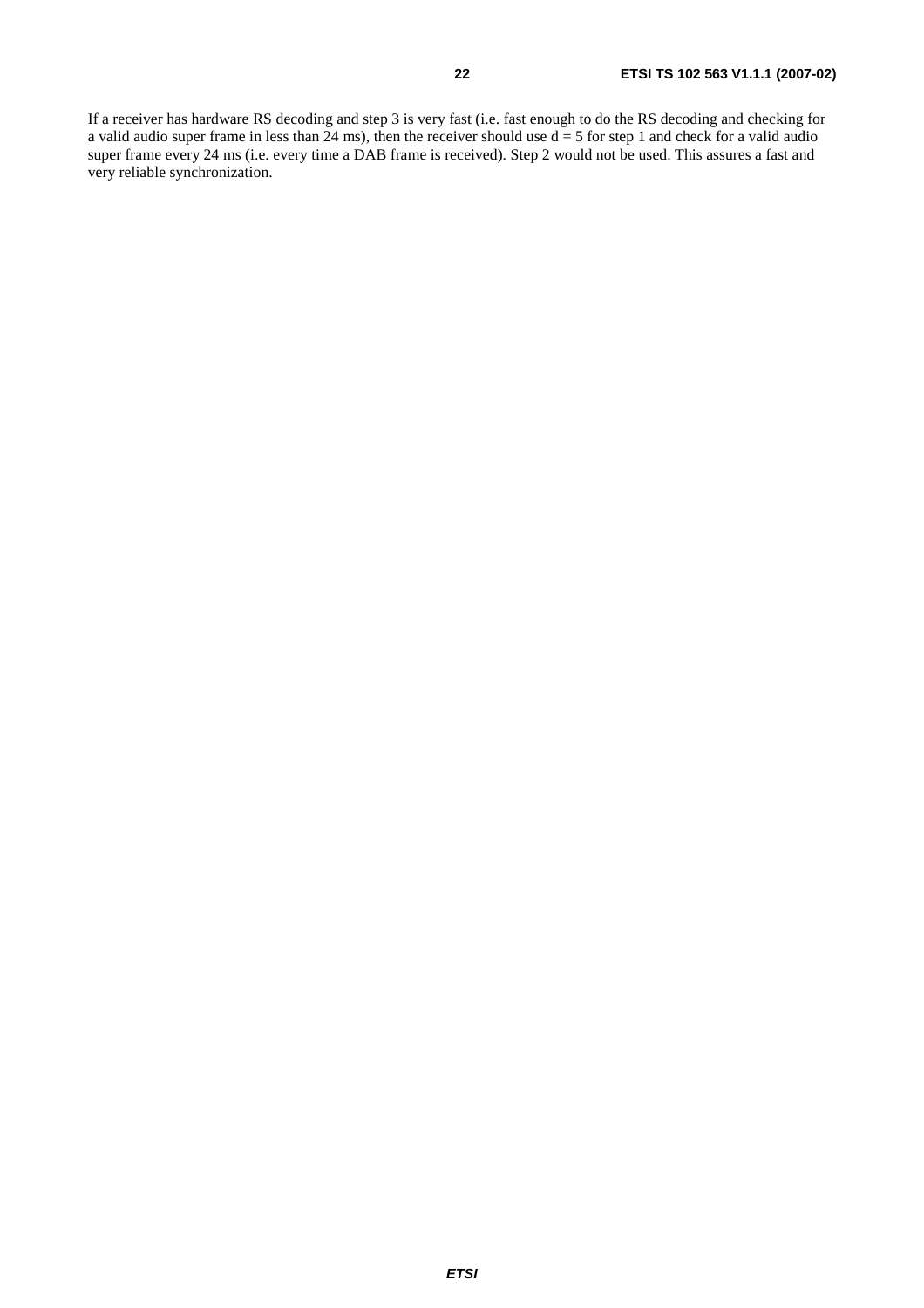If a receiver has hardware RS decoding and step 3 is very fast (i.e. fast enough to do the RS decoding and checking for a valid audio super frame in less than 24 ms), then the receiver should use $d = 5$ for step 1 and check for a valid audio super frame every 24 ms (i.e. every time a DAB frame is received). Step 2 would not be used. This assures a fast and very reliable synchronization.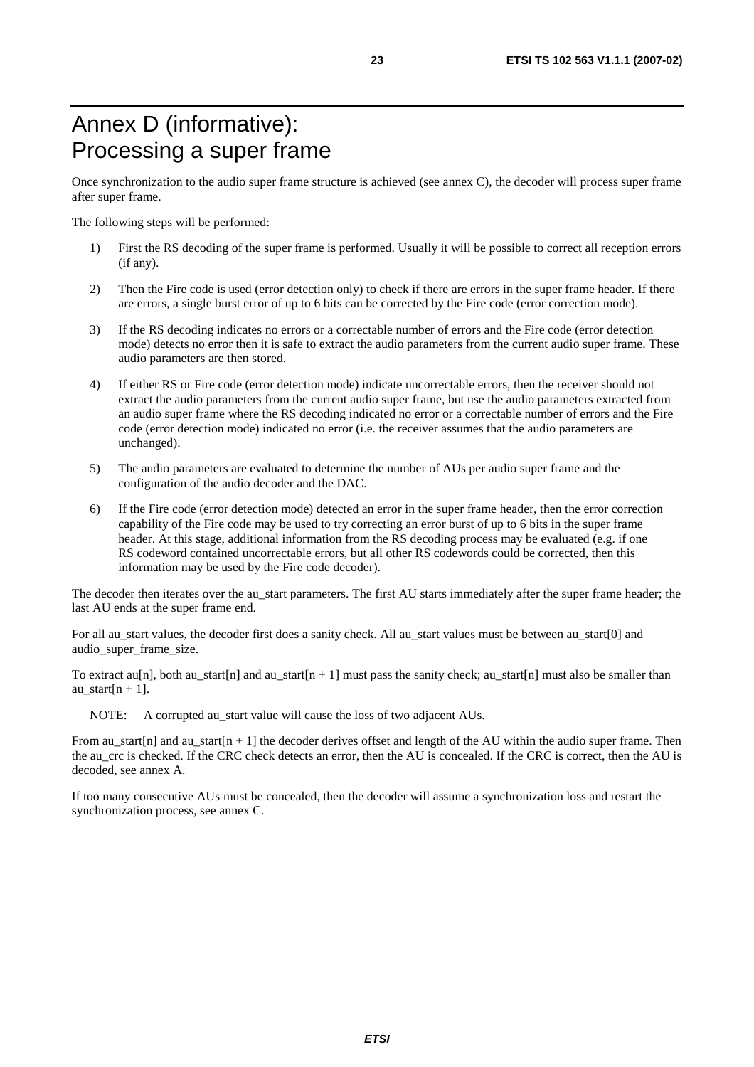# Annex D (informative): Processing a super frame

Once synchronization to the audio super frame structure is achieved (see annex C), the decoder will process super frame after super frame.

The following steps will be performed:

1) First the RS decoding of the super frame is performed. Usually it will be possible to correct all reception errors (if any).

2) Then the Fire code is used (error detection only) to check if there are errors in the super frame header. If there are errors, a single burst error of up to 6 bits can be corrected by the Fire code (error correction mode).

3) If the RS decoding indicates no errors or a correctable number of errors and the Fire code (error detection mode) detects no error then it is safe to extract the audio parameters from the current audio super frame. These audio parameters are then stored.

4) If either RS or Fire code (error detection mode) indicate uncorrectable errors, then the receiver should not extract the audio parameters from the current audio super frame, but use the audio parameters extracted from an audio super frame where the RS decoding indicated no error or a correctable number of errors and the Fire code (error detection mode) indicated no error (i.e. the receiver assumes that the audio parameters are unchanged).

5) The audio parameters are evaluated to determine the number of AUs per audio super frame and the configuration of the audio decoder and the DAC.

6) If the Fire code (error detection mode) detected an error in the super frame header, then the error correction capability of the Fire code may be used to try correcting an error burst of up to 6 bits in the super frame header. At this stage, additional information from the RS decoding process may be evaluated (e.g. if one RS codeword contained uncorrectable errors, but all other RS codewords could be corrected, then this information may be used by the Fire code decoder).

The decoder then iterates over the au_start parameters. The first AU starts immediately after the super frame header; the last AU ends at the super frame end.

For all au_start values, the decoder first does a sanity check. All au_start values must be between au_start[0] and audio_super_frame_size.

To extract au[n], both au_start[n] and au_start[n + 1] must pass the sanity check; au_start[n] must also be smaller than au_start[n + 1].

NOTE: A corrupted au_start value will cause the loss of two adjacent AUs.

From au_start[n] and au_start[n + 1] the decoder derives offset and length of the AU within the audio super frame. Then the au_crc is checked. If the CRC check detects an error, then the AU is concealed. If the CRC is correct, then the AU is decoded, see annex A.

If too many consecutive AUs must be concealed, then the decoder will assume a synchronization loss and restart the synchronization process, see annex C.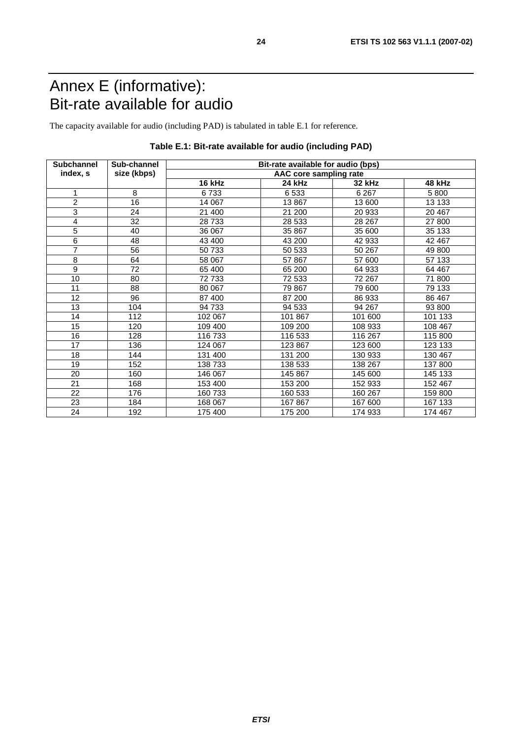# Annex E (informative): Bit-rate available for audio

The capacity available for audio (including PAD) is tabulated in table E.1 for reference.

**Table E.1: Bit-rate available for audio (including PAD)**

| Subchannel index, s | Sub-channel size (kbps) | Bit-rate available for audio (bps) | | | |
|---|---|---|---|---|---|
| | | AAC core sampling rate | | | |
| | | **16 kHz** | **24 kHz** | **32 kHz** | **48 kHz** |
| 1 | 8 | 6 733 | 6 533 | 6 267 | 5 800 |
| 2 | 16 | 14 067 | 13 867 | 13 600 | 13 133 |
| 3 | 24 | 21 400 | 21 200 | 20 933 | 20 467 |
| 4 | 32 | 28 733 | 28 533 | 28 267 | 27 800 |
| 5 | 40 | 36 067 | 35 867 | 35 600 | 35 133 |
| 6 | 48 | 43 400 | 43 200 | 42 933 | 42 467 |
| 7 | 56 | 50 733 | 50 533 | 50 267 | 49 800 |
| 8 | 64 | 58 067 | 57 867 | 57 600 | 57 133 |
| 9 | 72 | 65 400 | 65 200 | 64 933 | 64 467 |
| 10 | 80 | 72 733 | 72 533 | 72 267 | 71 800 |
| 11 | 88 | 80 067 | 79 867 | 79 600 | 79 133 |
| 12 | 96 | 87 400 | 87 200 | 86 933 | 86 467 |
| 13 | 104 | 94 733 | 94 533 | 94 267 | 93 800 |
| 14 | 112 | 102 067 | 101 867 | 101 600 | 101 133 |
| 15 | 120 | 109 400 | 109 200 | 108 933 | 108 467 |
| 16 | 128 | 116 733 | 116 533 | 116 267 | 115 800 |
| 17 | 136 | 124 067 | 123 867 | 123 600 | 123 133 |
| 18 | 144 | 131 400 | 131 200 | 130 933 | 130 467 |
| 19 | 152 | 138 733 | 138 533 | 138 267 | 137 800 |
| 20 | 160 | 146 067 | 145 867 | 145 600 | 145 133 |
| 21 | 168 | 153 400 | 153 200 | 152 933 | 152 467 |
| 22 | 176 | 160 733 | 160 533 | 160 267 | 159 800 |
| 23 | 184 | 168 067 | 167 867 | 167 600 | 167 133 |
| 24 | 192 | 175 400 | 175 200 | 174 933 | 174 467 |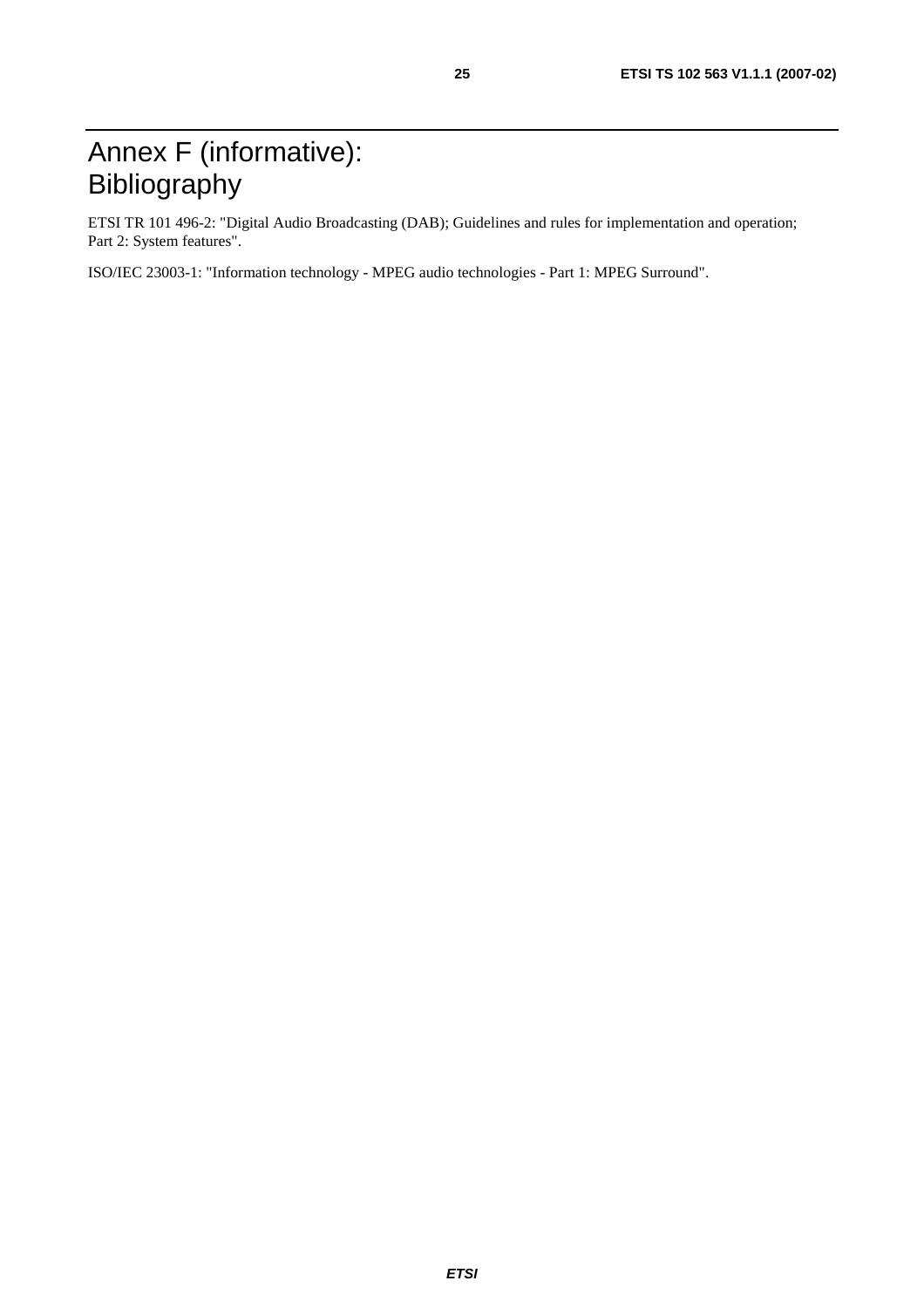# Annex F (informative): Bibliography

ETSI TR 101 496-2: "Digital Audio Broadcasting (DAB); Guidelines and rules for implementation and operation; Part 2: System features".

ISO/IEC 23003-1: "Information technology - MPEG audio technologies - Part 1: MPEG Surround".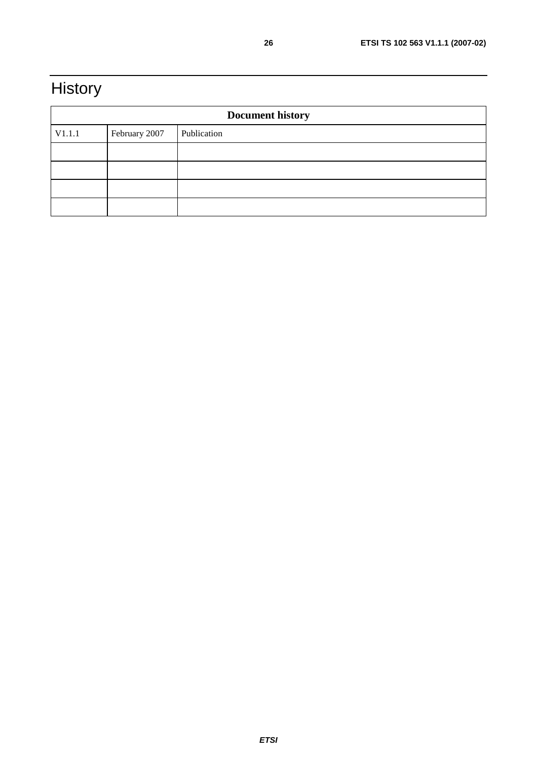# History

| Document history | | |
|---|---|---|
| V1.1.1 | February 2007 | Publication |
| | | |
| | | |
| | | |
| | | |